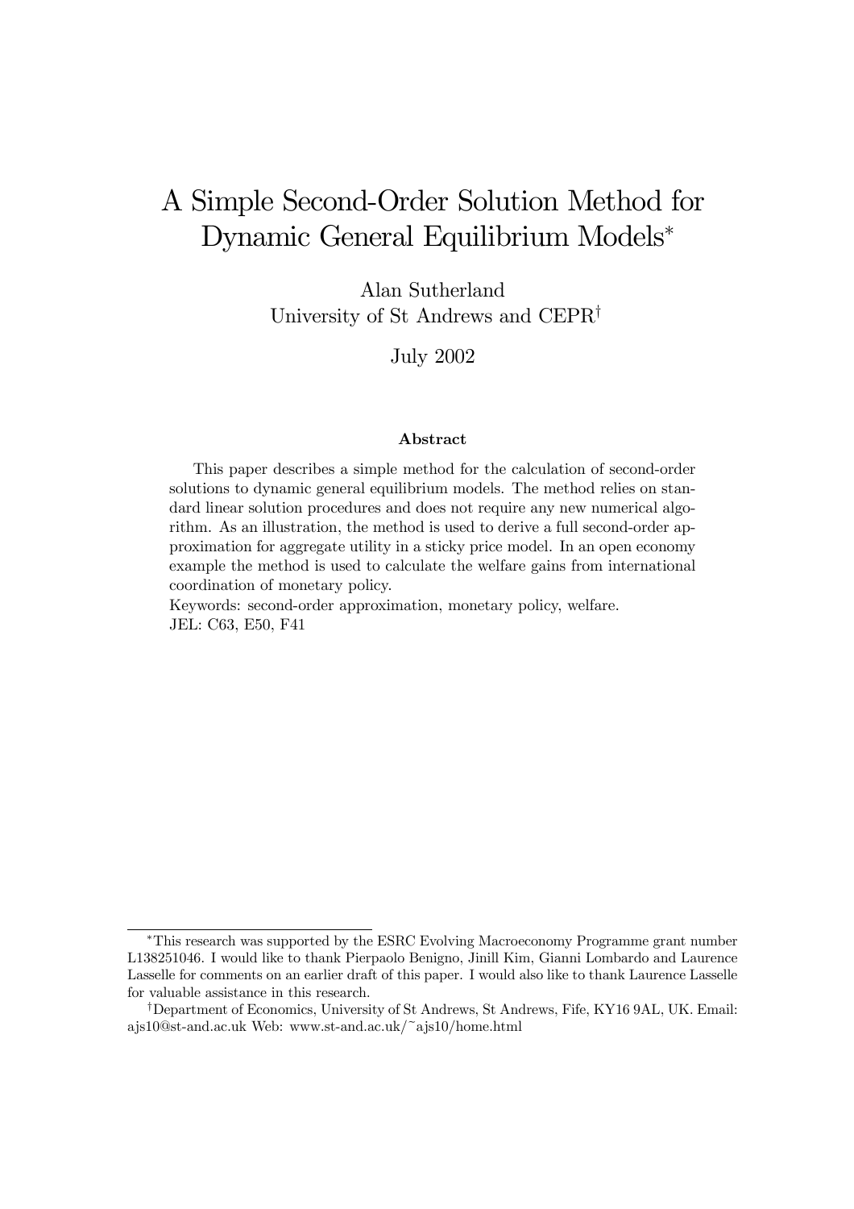# A Simple Second-Order Solution Method for Dynamic General Equilibrium Models*

Alan Sutherland
University of St Andrews and CEPR†

July 2002

### Abstract

This paper describes a simple method for the calculation of second-order solutions to dynamic general equilibrium models. The method relies on standard linear solution procedures and does not require any new numerical algorithm. As an illustration, the method is used to derive a full second-order approximation for aggregate utility in a sticky price model. In an open economy example the method is used to calculate the welfare gains from international coordination of monetary policy.

Keywords: second-order approximation, monetary policy, welfare.
JEL: C63, E50, F41

---

*This research was supported by the ESRC Evolving Macroeconomy Programme grant number L138251046. I would like to thank Pierpaolo Benigno, Jinill Kim, Gianni Lombardo and Laurence Lasselle for comments on an earlier draft of this paper. I would also like to thank Laurence Lasselle for valuable assistance in this research.

†Department of Economics, University of St Andrews, St Andrews, Fife, KY16 9AL, UK. Email: ajs10@st-and.ac.uk Web: www.st-and.ac.uk/~ajs10/home.html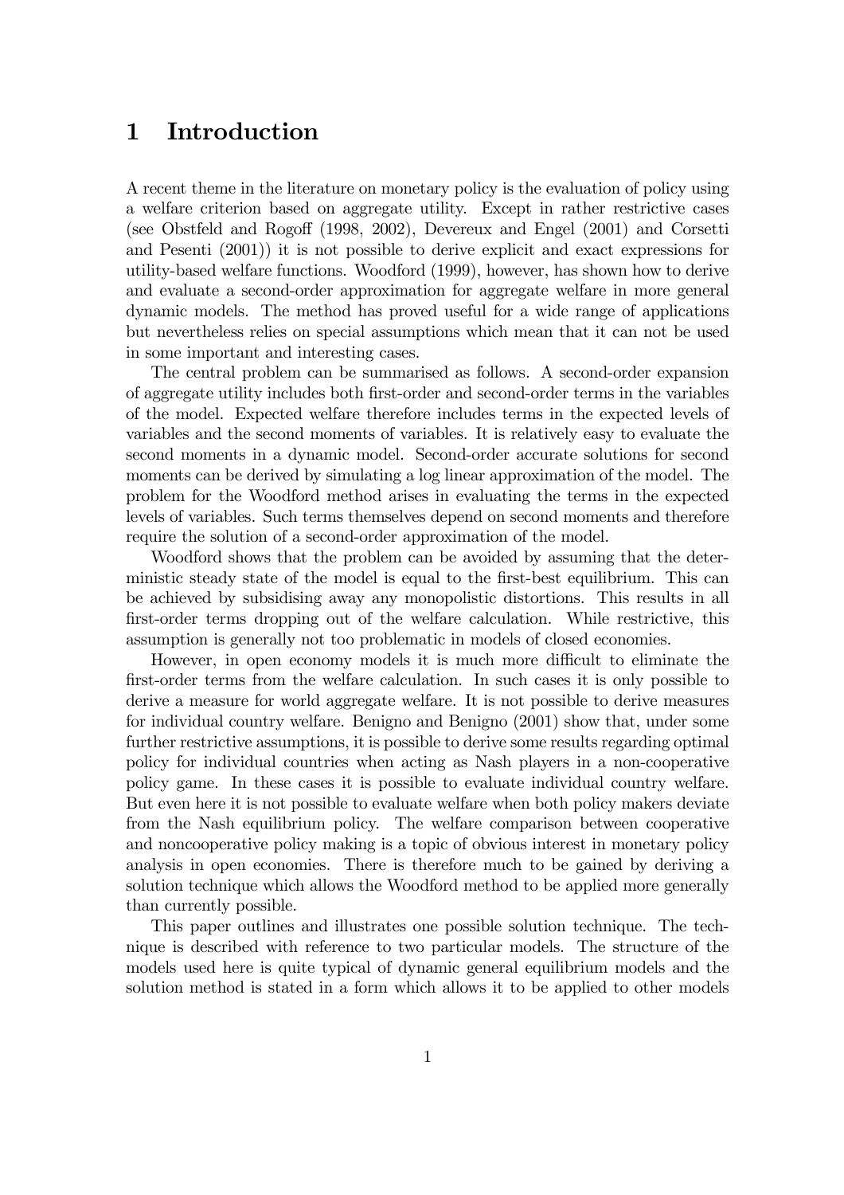# 1 Introduction

A recent theme in the literature on monetary policy is the evaluation of policy using a welfare criterion based on aggregate utility. Except in rather restrictive cases (see Obstfeld and Rogoff (1998, 2002), Devereux and Engel (2001) and Corsetti and Pesenti (2001)) it is not possible to derive explicit and exact expressions for utility-based welfare functions. Woodford (1999), however, has shown how to derive and evaluate a second-order approximation for aggregate welfare in more general dynamic models. The method has proved useful for a wide range of applications but nevertheless relies on special assumptions which mean that it can not be used in some important and interesting cases.

The central problem can be summarised as follows. A second-order expansion of aggregate utility includes both first-order and second-order terms in the variables of the model. Expected welfare therefore includes terms in the expected levels of variables and the second moments of variables. It is relatively easy to evaluate the second moments in a dynamic model. Second-order accurate solutions for second moments can be derived by simulating a log linear approximation of the model. The problem for the Woodford method arises in evaluating the terms in the expected levels of variables. Such terms themselves depend on second moments and therefore require the solution of a second-order approximation of the model.

Woodford shows that the problem can be avoided by assuming that the deterministic steady state of the model is equal to the first-best equilibrium. This can be achieved by subsidising away any monopolistic distortions. This results in all first-order terms dropping out of the welfare calculation. While restrictive, this assumption is generally not too problematic in models of closed economies.

However, in open economy models it is much more difficult to eliminate the first-order terms from the welfare calculation. In such cases it is only possible to derive a measure for world aggregate welfare. It is not possible to derive measures for individual country welfare. Benigno and Benigno (2001) show that, under some further restrictive assumptions, it is possible to derive some results regarding optimal policy for individual countries when acting as Nash players in a non-cooperative policy game. In these cases it is possible to evaluate individual country welfare. But even here it is not possible to evaluate welfare when both policy makers deviate from the Nash equilibrium policy. The welfare comparison between cooperative and noncooperative policy making is a topic of obvious interest in monetary policy analysis in open economies. There is therefore much to be gained by deriving a solution technique which allows the Woodford method to be applied more generally than currently possible.

This paper outlines and illustrates one possible solution technique. The technique is described with reference to two particular models. The structure of the models used here is quite typical of dynamic general equilibrium models and the solution method is stated in a form which allows it to be applied to other models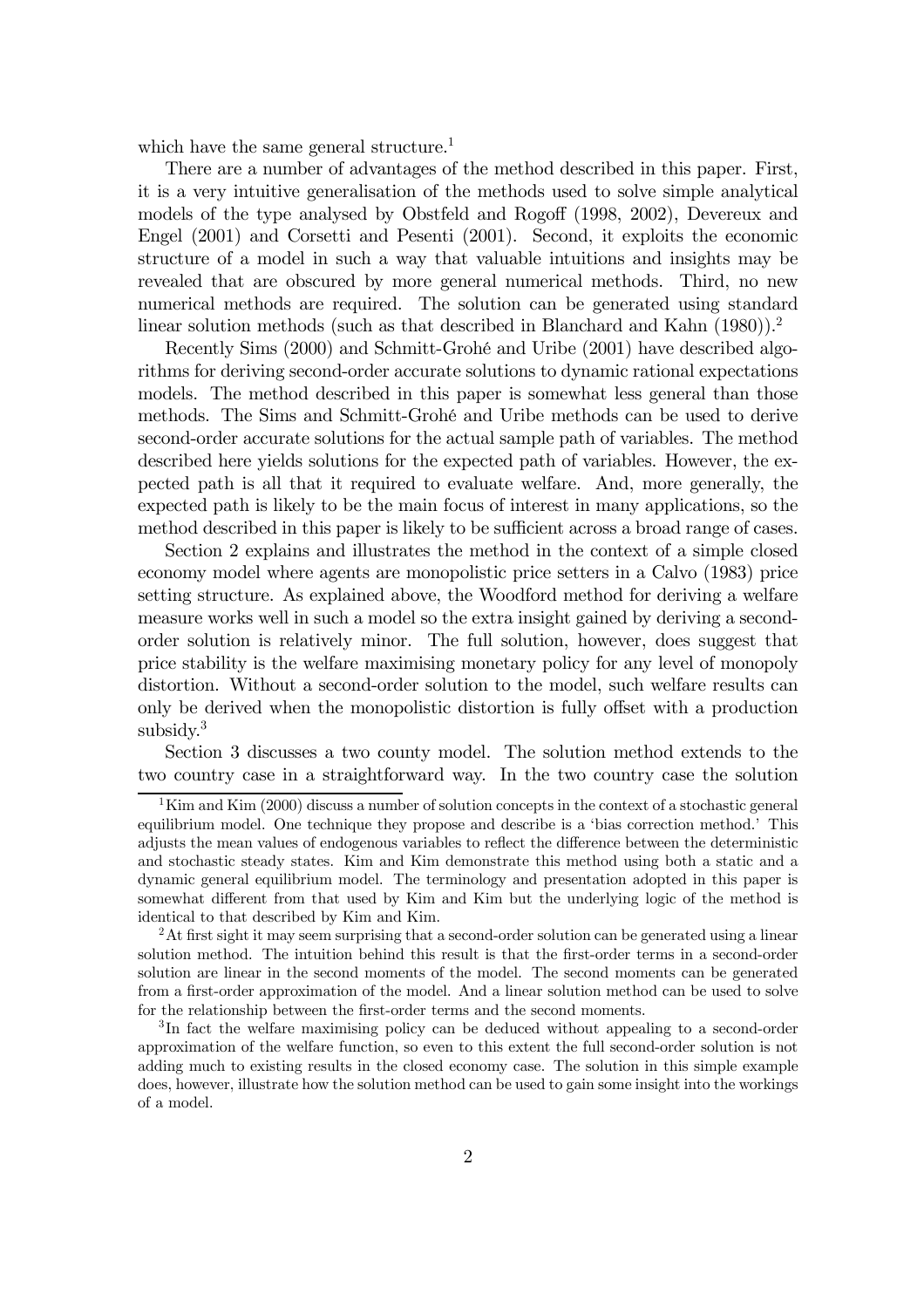which have the same general structure.[1]

There are a number of advantages of the method described in this paper. First, it is a very intuitive generalisation of the methods used to solve simple analytical models of the type analysed by Obstfeld and Rogoff (1998, 2002), Devereux and Engel (2001) and Corsetti and Pesenti (2001). Second, it exploits the economic structure of a model in such a way that valuable intuitions and insights may be revealed that are obscured by more general numerical methods. Third, no new numerical methods are required. The solution can be generated using standard linear solution methods (such as that described in Blanchard and Kahn (1980)).[2]

Recently Sims (2000) and Schmitt-Grohé and Uribe (2001) have described algorithms for deriving second-order accurate solutions to dynamic rational expectations models. The method described in this paper is somewhat less general than those methods. The Sims and Schmitt-Grohé and Uribe methods can be used to derive second-order accurate solutions for the actual sample path of variables. The method described here yields solutions for the expected path of variables. However, the expected path is all that it required to evaluate welfare. And, more generally, the expected path is likely to be the main focus of interest in many applications, so the method described in this paper is likely to be sufficient across a broad range of cases.

Section 2 explains and illustrates the method in the context of a simple closed economy model where agents are monopolistic price setters in a Calvo (1983) price setting structure. As explained above, the Woodford method for deriving a welfare measure works well in such a model so the extra insight gained by deriving a second-order solution is relatively minor. The full solution, however, does suggest that price stability is the welfare maximising monetary policy for any level of monopoly distortion. Without a second-order solution to the model, such welfare results can only be derived when the monopolistic distortion is fully offset with a production subsidy.[3]

Section 3 discusses a two county model. The solution method extends to the two country case in a straightforward way. In the two country case the solution

---

[1] Kim and Kim (2000) discuss a number of solution concepts in the context of a stochastic general equilibrium model. One technique they propose and describe is a 'bias correction method.' This adjusts the mean values of endogenous variables to reflect the difference between the deterministic and stochastic steady states. Kim and Kim demonstrate this method using both a static and a dynamic general equilibrium model. The terminology and presentation adopted in this paper is somewhat different from that used by Kim and Kim but the underlying logic of the method is identical to that described by Kim and Kim.

[2] At first sight it may seem surprising that a second-order solution can be generated using a linear solution method. The intuition behind this result is that the first-order terms in a second-order solution are linear in the second moments of the model. The second moments can be generated from a first-order approximation of the model. And a linear solution method can be used to solve for the relationship between the first-order terms and the second moments.

[3] In fact the welfare maximising policy can be deduced without appealing to a second-order approximation of the welfare function, so even to this extent the full second-order solution is not adding much to existing results in the closed economy case. The solution in this simple example does, however, illustrate how the solution method can be used to gain some insight into the workings of a model.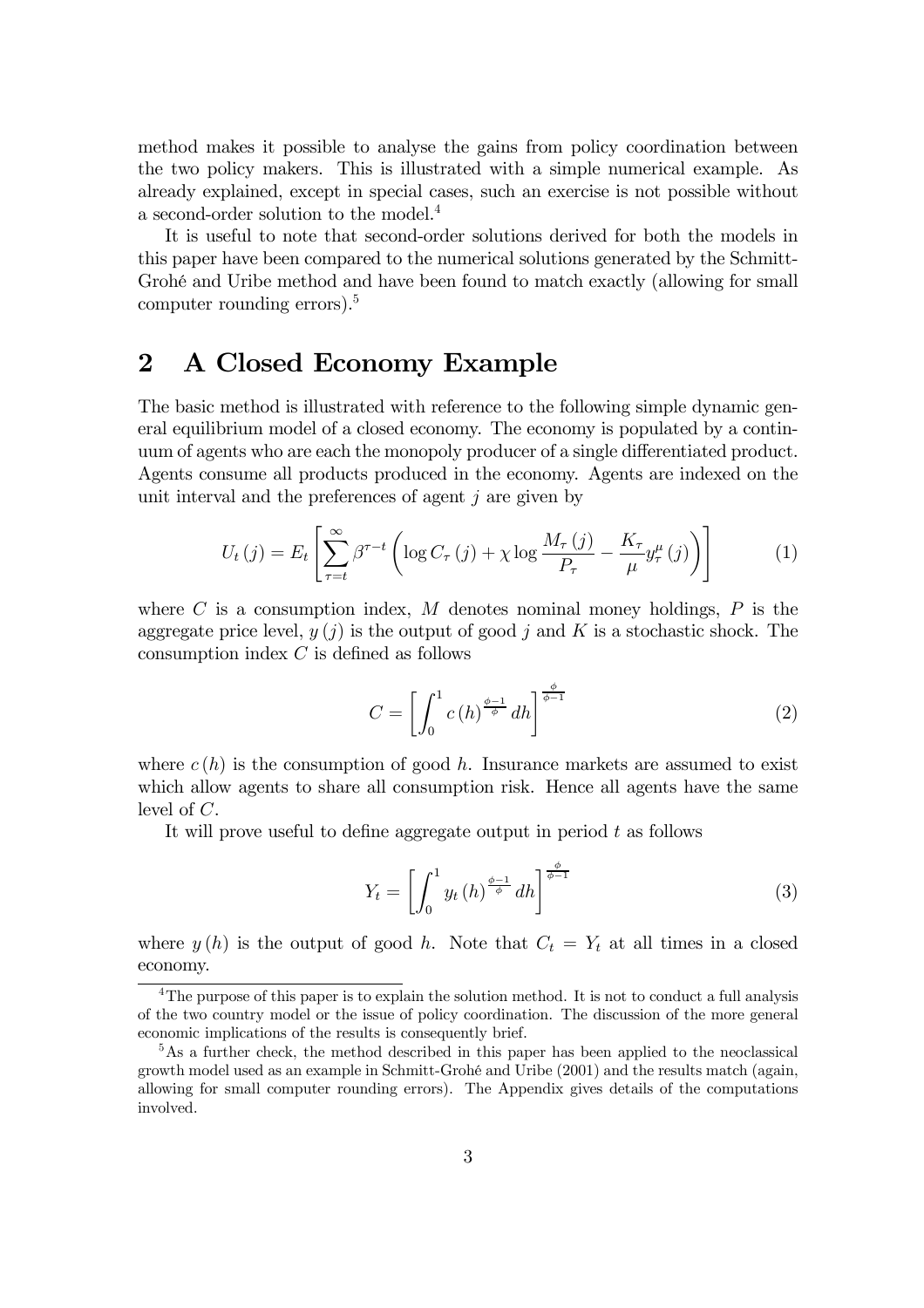method makes it possible to analyse the gains from policy coordination between the two policy makers. This is illustrated with a simple numerical example. As already explained, except in special cases, such an exercise is not possible without a second-order solution to the model.[4]

It is useful to note that second-order solutions derived for both the models in this paper have been compared to the numerical solutions generated by the Schmitt-Grohé and Uribe method and have been found to match exactly (allowing for small computer rounding errors).[5]

## 2 A Closed Economy Example

The basic method is illustrated with reference to the following simple dynamic general equilibrium model of a closed economy. The economy is populated by a continuum of agents who are each the monopoly producer of a single differentiated product. Agents consume all products produced in the economy. Agents are indexed on the unit interval and the preferences of agent $j$ are given by

$$U_t(j) = E_t\left[\sum_{\tau=t}^{\infty}\beta^{\tau-t}\left(\log C_\tau(j) + \chi\log\frac{M_\tau(j)}{P_\tau} - \frac{K_\tau}{\mu}y_\tau^\mu(j)\right)\right] \tag{1}$$

where $C$ is a consumption index, $M$ denotes nominal money holdings, $P$ is the aggregate price level, $y(j)$ is the output of good $j$ and $K$ is a stochastic shock. The consumption index $C$ is defined as follows

$$C = \left[\int_0^1 c(h)^{\frac{\phi-1}{\phi}}dh\right]^{\frac{\phi}{\phi-1}} \tag{2}$$

where $c(h)$ is the consumption of good $h$. Insurance markets are assumed to exist which allow agents to share all consumption risk. Hence all agents have the same level of $C$.

It will prove useful to define aggregate output in period $t$ as follows

$$Y_t = \left[\int_0^1 y_t(h)^{\frac{\phi-1}{\phi}}dh\right]^{\frac{\phi}{\phi-1}} \tag{3}$$

where $y(h)$ is the output of good $h$. Note that $C_t = Y_t$ at all times in a closed economy.

[4] The purpose of this paper is to explain the solution method. It is not to conduct a full analysis of the two country model or the issue of policy coordination. The discussion of the more general economic implications of the results is consequently brief.

[5] As a further check, the method described in this paper has been applied to the neoclassical growth model used as an example in Schmitt-Grohé and Uribe (2001) and the results match (again, allowing for small computer rounding errors). The Appendix gives details of the computations involved.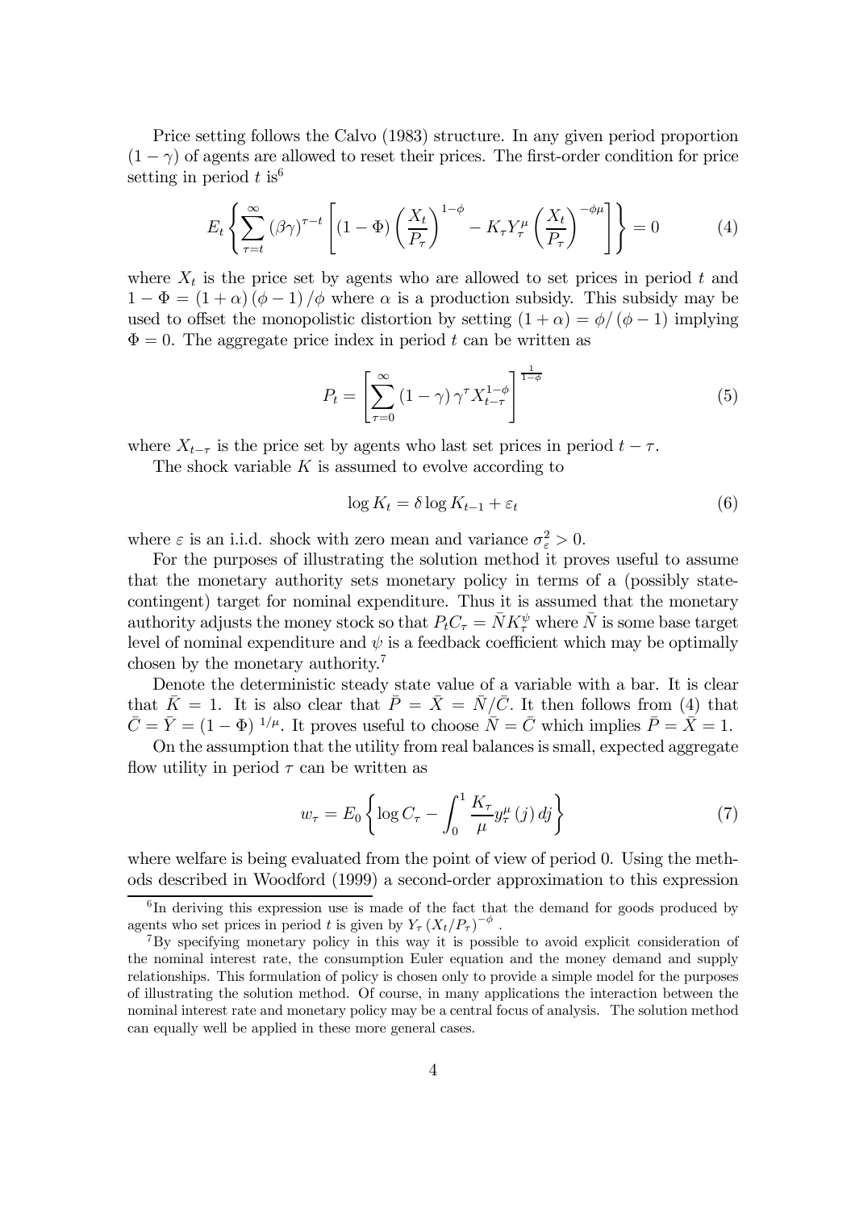Price setting follows the Calvo (1983) structure. In any given period proportion $(1-\gamma)$ of agents are allowed to reset their prices. The first-order condition for price setting in period $t$ is[6]

$$E_t \left\{ \sum_{\tau=t}^{\infty} (\beta\gamma)^{\tau-t} \left[ (1-\Phi) \left( \frac{X_t}{P_\tau} \right)^{1-\phi} - K_\tau Y_\tau^{\mu} \left( \frac{X_t}{P_\tau} \right)^{-\phi\mu} \right] \right\} = 0 \tag{4}$$

where $X_t$ is the price set by agents who are allowed to set prices in period $t$ and $1-\Phi = (1+\alpha)(\phi-1)/\phi$ where $\alpha$ is a production subsidy. This subsidy may be used to offset the monopolistic distortion by setting $(1+\alpha) = \phi/(\phi-1)$ implying $\Phi = 0$. The aggregate price index in period $t$ can be written as

$$P_t = \left[ \sum_{\tau=0}^{\infty} (1-\gamma) \gamma^{\tau} X_{t-\tau}^{1-\phi} \right]^{\frac{1}{1-\phi}} \tag{5}$$

where $X_{t-\tau}$ is the price set by agents who last set prices in period $t-\tau$.

The shock variable $K$ is assumed to evolve according to

$$\log K_t = \delta \log K_{t-1} + \varepsilon_t \tag{6}$$

where $\varepsilon$ is an i.i.d. shock with zero mean and variance $\sigma_\varepsilon^2 > 0$.

For the purposes of illustrating the solution method it proves useful to assume that the monetary authority sets monetary policy in terms of a (possibly state-contingent) target for nominal expenditure. Thus it is assumed that the monetary authority adjusts the money stock so that $P_t C_\tau = \bar{N} K_\tau^{\psi}$ where $\bar{N}$ is some base target level of nominal expenditure and $\psi$ is a feedback coefficient which may be optimally chosen by the monetary authority.[7]

Denote the deterministic steady state value of a variable with a bar. It is clear that $\bar{K} = 1$. It is also clear that $\bar{P} = \bar{X} = \bar{N}/\bar{C}$. It then follows from (4) that $\bar{C} = \bar{Y} = (1-\Phi)^{1/\mu}$. It proves useful to choose $\bar{N} = \bar{C}$ which implies $\bar{P} = \bar{X} = 1$.

On the assumption that the utility from real balances is small, expected aggregate flow utility in period $\tau$ can be written as

$$w_\tau = E_0 \left\{ \log C_\tau - \int_0^1 \frac{K_\tau}{\mu} y_\tau^{\mu}(j)\, dj \right\} \tag{7}$$

where welfare is being evaluated from the point of view of period 0. Using the methods described in Woodford (1999) a second-order approximation to this expression

[6] In deriving this expression use is made of the fact that the demand for goods produced by agents who set prices in period $t$ is given by $Y_\tau (X_t/P_\tau)^{-\phi}$.

[7] By specifying monetary policy in this way it is possible to avoid explicit consideration of the nominal interest rate, the consumption Euler equation and the money demand and supply relationships. This formulation of policy is chosen only to provide a simple model for the purposes of illustrating the solution method. Of course, in many applications the interaction between the nominal interest rate and monetary policy may be a central focus of analysis. The solution method can equally well be applied in these more general cases.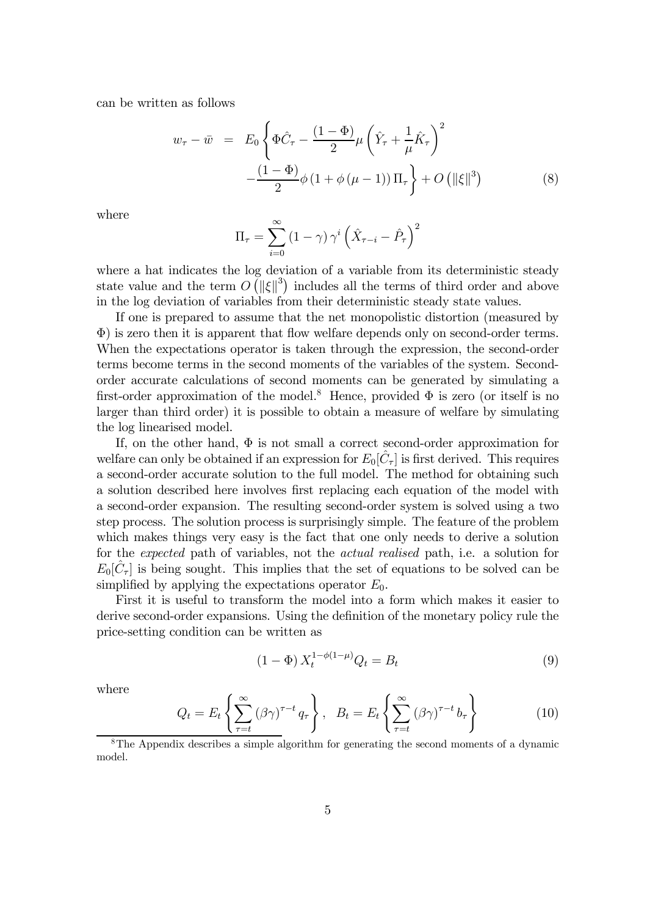can be written as follows

$$
\begin{aligned}
w_\tau - \bar{w} &= E_0 \left\{ \Phi \hat{C}_\tau - \frac{(1-\Phi)}{2} \mu \left( \hat{Y}_\tau + \frac{1}{\mu} \hat{K}_\tau \right)^2 \right. \\
&\quad \left. - \frac{(1-\Phi)}{2} \phi \left(1 + \phi (\mu - 1)\right) \Pi_\tau \right\} + O\left(\|\xi\|^3\right) \qquad (8)
\end{aligned}
$$

where

$$
\Pi_\tau = \sum_{i=0}^{\infty} (1-\gamma) \gamma^i \left( \hat{X}_{\tau-i} - \hat{P}_\tau \right)^2
$$

where a hat indicates the log deviation of a variable from its deterministic steady state value and the term $O\left(\|\xi\|^3\right)$ includes all the terms of third order and above in the log deviation of variables from their deterministic steady state values.

If one is prepared to assume that the net monopolistic distortion (measured by $\Phi$) is zero then it is apparent that flow welfare depends only on second-order terms. When the expectations operator is taken through the expression, the second-order terms become terms in the second moments of the variables of the system. Second-order accurate calculations of second moments can be generated by simulating a first-order approximation of the model.[8] Hence, provided $\Phi$ is zero (or itself is no larger than third order) it is possible to obtain a measure of welfare by simulating the log linearised model.

If, on the other hand, $\Phi$ is not small a correct second-order approximation for welfare can only be obtained if an expression for $E_0[\hat{C}_\tau]$ is first derived. This requires a second-order accurate solution to the full model. The method for obtaining such a solution described here involves first replacing each equation of the model with a second-order expansion. The resulting second-order system is solved using a two step process. The solution process is surprisingly simple. The feature of the problem which makes things very easy is the fact that one only needs to derive a solution for the *expected* path of variables, not the *actual realised* path, i.e. a solution for $E_0[\hat{C}_\tau]$ is being sought. This implies that the set of equations to be solved can be simplified by applying the expectations operator $E_0$.

First it is useful to transform the model into a form which makes it easier to derive second-order expansions. Using the definition of the monetary policy rule the price-setting condition can be written as

$$
(1-\Phi) X_t^{1-\phi(1-\mu)} Q_t = B_t \qquad (9)
$$

where

$$
Q_t = E_t \left\{ \sum_{\tau=t}^{\infty} (\beta\gamma)^{\tau-t} q_\tau \right\}, \quad B_t = E_t \left\{ \sum_{\tau=t}^{\infty} (\beta\gamma)^{\tau-t} b_\tau \right\} \qquad (10)
$$

[8] The Appendix describes a simple algorithm for generating the second moments of a dynamic model.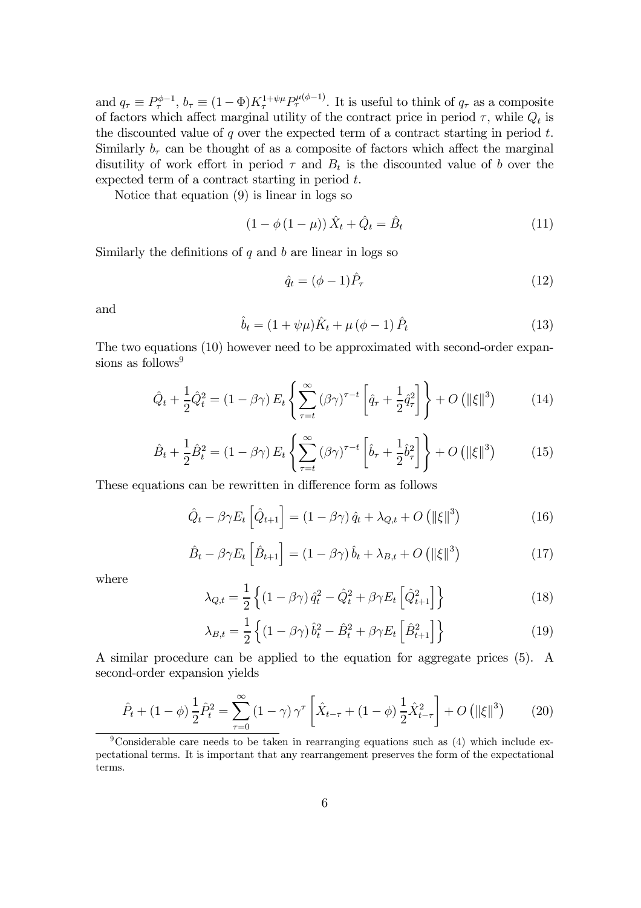and $q_\tau \equiv P_\tau^{\phi-1}$, $b_\tau \equiv (1-\Phi)K_\tau^{1+\psi\mu}P_\tau^{\mu(\phi-1)}$. It is useful to think of $q_\tau$ as a composite of factors which affect marginal utility of the contract price in period $\tau$, while $Q_t$ is the discounted value of $q$ over the expected term of a contract starting in period $t$. Similarly $b_\tau$ can be thought of as a composite of factors which affect the marginal disutility of work effort in period $\tau$ and $B_t$ is the discounted value of $b$ over the expected term of a contract starting in period $t$.

Notice that equation (9) is linear in logs so

$$(1-\phi(1-\mu))\hat{X}_t + \hat{Q}_t = \hat{B}_t \tag{11}$$

Similarly the definitions of $q$ and $b$ are linear in logs so

$$\hat{q}_t = (\phi-1)\hat{P}_\tau \tag{12}$$

and

$$\hat{b}_t = (1+\psi\mu)\hat{K}_t + \mu(\phi-1)\hat{P}_t \tag{13}$$

The two equations (10) however need to be approximated with second-order expansions as follows[9]

$$\hat{Q}_t + \frac{1}{2}\hat{Q}_t^2 = (1-\beta\gamma)E_t\left\{\sum_{\tau=t}^{\infty}(\beta\gamma)^{\tau-t}\left[\hat{q}_\tau + \frac{1}{2}\hat{q}_\tau^2\right]\right\} + O\left(\|\xi\|^3\right) \tag{14}$$

$$\hat{B}_t + \frac{1}{2}\hat{B}_t^2 = (1-\beta\gamma)E_t\left\{\sum_{\tau=t}^{\infty}(\beta\gamma)^{\tau-t}\left[\hat{b}_\tau + \frac{1}{2}\hat{b}_\tau^2\right]\right\} + O\left(\|\xi\|^3\right) \tag{15}$$

These equations can be rewritten in difference form as follows

$$\hat{Q}_t - \beta\gamma E_t\left[\hat{Q}_{t+1}\right] = (1-\beta\gamma)\hat{q}_t + \lambda_{Q,t} + O\left(\|\xi\|^3\right) \tag{16}$$

$$\hat{B}_t - \beta\gamma E_t\left[\hat{B}_{t+1}\right] = (1-\beta\gamma)\hat{b}_t + \lambda_{B,t} + O\left(\|\xi\|^3\right) \tag{17}$$

where

$$\lambda_{Q,t} = \frac{1}{2}\left\{(1-\beta\gamma)\hat{q}_t^2 - \hat{Q}_t^2 + \beta\gamma E_t\left[\hat{Q}_{t+1}^2\right]\right\} \tag{18}$$

$$\lambda_{B,t} = \frac{1}{2}\left\{(1-\beta\gamma)\hat{b}_t^2 - \hat{B}_t^2 + \beta\gamma E_t\left[\hat{B}_{t+1}^2\right]\right\} \tag{19}$$

A similar procedure can be applied to the equation for aggregate prices (5). A second-order expansion yields

$$\hat{P}_t + (1-\phi)\frac{1}{2}\hat{P}_t^2 = \sum_{\tau=0}^{\infty}(1-\gamma)\gamma^\tau\left[\hat{X}_{t-\tau} + (1-\phi)\frac{1}{2}\hat{X}_{t-\tau}^2\right] + O\left(\|\xi\|^3\right) \tag{20}$$

[9] Considerable care needs to be taken in rearranging equations such as (4) which include expectational terms. It is important that any rearrangement preserves the form of the expectational terms.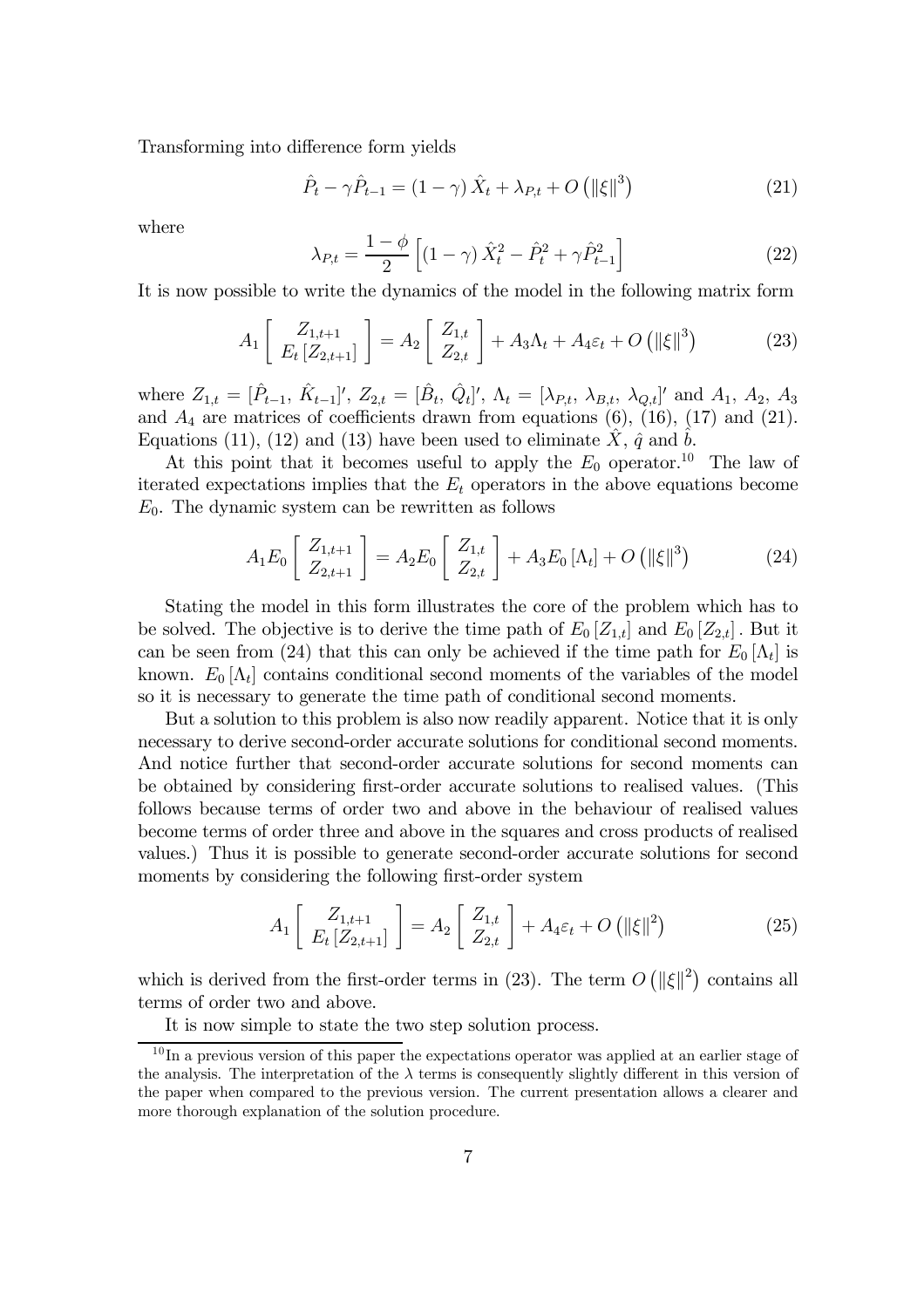Transforming into difference form yields

$$\hat{P}_t - \gamma \hat{P}_{t-1} = (1-\gamma)\hat{X}_t + \lambda_{P,t} + O\left(\|\xi\|^3\right) \tag{21}$$

where

$$\lambda_{P,t} = \frac{1-\phi}{2}\left[(1-\gamma)\hat{X}_t^2 - \hat{P}_t^2 + \gamma \hat{P}_{t-1}^2\right] \tag{22}$$

It is now possible to write the dynamics of the model in the following matrix form

$$A_1 \begin{bmatrix} Z_{1,t+1} \\ E_t\left[Z_{2,t+1}\right] \end{bmatrix} = A_2 \begin{bmatrix} Z_{1,t} \\ Z_{2,t} \end{bmatrix} + A_3 \Lambda_t + A_4 \varepsilon_t + O\left(\|\xi\|^3\right) \tag{23}$$

where $Z_{1,t} = [\hat{P}_{t-1},\ \hat{K}_{t-1}]'$, $Z_{2,t} = [\hat{B}_t,\ \hat{Q}_t]'$, $\Lambda_t = [\lambda_{P,t},\ \lambda_{B,t},\ \lambda_{Q,t}]'$ and $A_1$, $A_2$, $A_3$ and $A_4$ are matrices of coefficients drawn from equations (6), (16), (17) and (21). Equations (11), (12) and (13) have been used to eliminate $\hat{X}$, $\hat{q}$ and $\hat{b}$.

At this point that it becomes useful to apply the $E_0$ operator.[10] The law of iterated expectations implies that the $E_t$ operators in the above equations become $E_0$. The dynamic system can be rewritten as follows

$$A_1 E_0 \begin{bmatrix} Z_{1,t+1} \\ Z_{2,t+1} \end{bmatrix} = A_2 E_0 \begin{bmatrix} Z_{1,t} \\ Z_{2,t} \end{bmatrix} + A_3 E_0\left[\Lambda_t\right] + O\left(\|\xi\|^3\right) \tag{24}$$

Stating the model in this form illustrates the core of the problem which has to be solved. The objective is to derive the time path of $E_0[Z_{1,t}]$ and $E_0[Z_{2,t}]$. But it can be seen from (24) that this can only be achieved if the time path for $E_0[\Lambda_t]$ is known. $E_0[\Lambda_t]$ contains conditional second moments of the variables of the model so it is necessary to generate the time path of conditional second moments.

But a solution to this problem is also now readily apparent. Notice that it is only necessary to derive second-order accurate solutions for conditional second moments. And notice further that second-order accurate solutions for second moments can be obtained by considering first-order accurate solutions to realised values. (This follows because terms of order two and above in the behaviour of realised values become terms of order three and above in the squares and cross products of realised values.) Thus it is possible to generate second-order accurate solutions for second moments by considering the following first-order system

$$A_1 \begin{bmatrix} Z_{1,t+1} \\ E_t\left[Z_{2,t+1}\right] \end{bmatrix} = A_2 \begin{bmatrix} Z_{1,t} \\ Z_{2,t} \end{bmatrix} + A_4 \varepsilon_t + O\left(\|\xi\|^2\right) \tag{25}$$

which is derived from the first-order terms in (23). The term $O\left(\|\xi\|^2\right)$ contains all terms of order two and above.

It is now simple to state the two step solution process.

[10] In a previous version of this paper the expectations operator was applied at an earlier stage of the analysis. The interpretation of the $\lambda$ terms is consequently slightly different in this version of the paper when compared to the previous version. The current presentation allows a clearer and more thorough explanation of the solution procedure.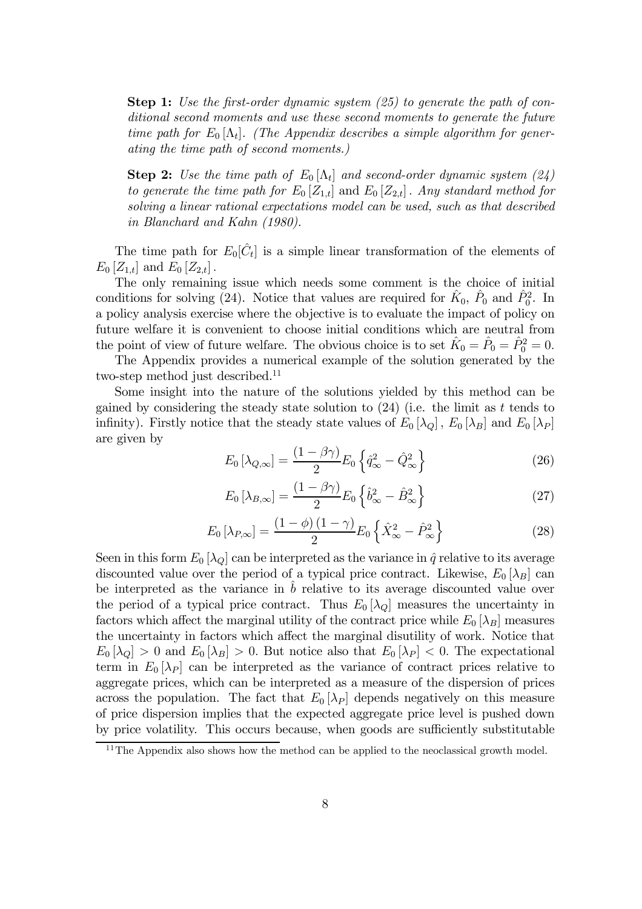> **Step 1:** *Use the first-order dynamic system (25) to generate the path of conditional second moments and use these second moments to generate the future time path for $E_0[\Lambda_t]$. (The Appendix describes a simple algorithm for generating the time path of second moments.)*
>
> **Step 2:** *Use the time path of $E_0[\Lambda_t]$ and second-order dynamic system (24) to generate the time path for $E_0[Z_{1,t}]$ and $E_0[Z_{2,t}]$. Any standard method for solving a linear rational expectations model can be used, such as that described in Blanchard and Kahn (1980).*

The time path for $E_0[\hat{C}_t]$ is a simple linear transformation of the elements of $E_0[Z_{1,t}]$ and $E_0[Z_{2,t}]$.

The only remaining issue which needs some comment is the choice of initial conditions for solving (24). Notice that values are required for $\hat{K}_0$, $\hat{P}_0$ and $\hat{P}_0^2$. In a policy analysis exercise where the objective is to evaluate the impact of policy on future welfare it is convenient to choose initial conditions which are neutral from the point of view of future welfare. The obvious choice is to set $\hat{K}_0 = \hat{P}_0 = \hat{P}_0^2 = 0$.

The Appendix provides a numerical example of the solution generated by the two-step method just described.[11]

Some insight into the nature of the solutions yielded by this method can be gained by considering the steady state solution to (24) (i.e. the limit as $t$ tends to infinity). Firstly notice that the steady state values of $E_0[\lambda_Q]$, $E_0[\lambda_B]$ and $E_0[\lambda_P]$ are given by

$$E_0[\lambda_{Q,\infty}] = \frac{(1-\beta\gamma)}{2} E_0\left\{\hat{q}_\infty^2 - \hat{Q}_\infty^2\right\} \tag{26}$$

$$E_0[\lambda_{B,\infty}] = \frac{(1-\beta\gamma)}{2} E_0\left\{\hat{b}_\infty^2 - \hat{B}_\infty^2\right\} \tag{27}$$

$$E_0[\lambda_{P,\infty}] = \frac{(1-\phi)(1-\gamma)}{2} E_0\left\{\hat{X}_\infty^2 - \hat{P}_\infty^2\right\} \tag{28}$$

Seen in this form $E_0[\lambda_Q]$ can be interpreted as the variance in $\hat{q}$ relative to its average discounted value over the period of a typical price contract. Likewise, $E_0[\lambda_B]$ can be interpreted as the variance in $\hat{b}$ relative to its average discounted value over the period of a typical price contract. Thus $E_0[\lambda_Q]$ measures the uncertainty in factors which affect the marginal utility of the contract price while $E_0[\lambda_B]$ measures the uncertainty in factors which affect the marginal disutility of work. Notice that $E_0[\lambda_Q] > 0$ and $E_0[\lambda_B] > 0$. But notice also that $E_0[\lambda_P] < 0$. The expectational term in $E_0[\lambda_P]$ can be interpreted as the variance of contract prices relative to aggregate prices, which can be interpreted as a measure of the dispersion of prices across the population. The fact that $E_0[\lambda_P]$ depends negatively on this measure of price dispersion implies that the expected aggregate price level is pushed down by price volatility. This occurs because, when goods are sufficiently substitutable

[11] The Appendix also shows how the method can be applied to the neoclassical growth model.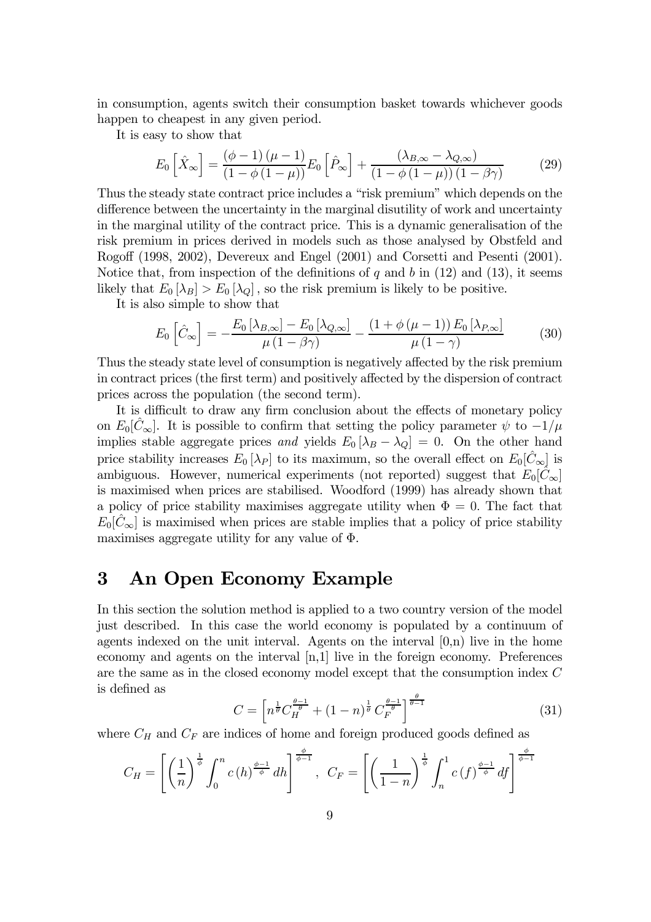in consumption, agents switch their consumption basket towards whichever goods happen to cheapest in any given period.

It is easy to show that

$$E_0\left[\hat{X}_\infty\right] = \frac{(\phi-1)(\mu-1)}{(1-\phi(1-\mu))}E_0\left[\hat{P}_\infty\right] + \frac{(\lambda_{B,\infty}-\lambda_{Q,\infty})}{(1-\phi(1-\mu))(1-\beta\gamma)} \tag{29}$$

Thus the steady state contract price includes a "risk premium" which depends on the difference between the uncertainty in the marginal disutility of work and uncertainty in the marginal utility of the contract price. This is a dynamic generalisation of the risk premium in prices derived in models such as those analysed by Obstfeld and Rogoff (1998, 2002), Devereux and Engel (2001) and Corsetti and Pesenti (2001). Notice that, from inspection of the definitions of $q$ and $b$ in (12) and (13), it seems likely that $E_0[\lambda_B] > E_0[\lambda_Q]$, so the risk premium is likely to be positive.

It is also simple to show that

$$E_0\left[\hat{C}_\infty\right] = -\frac{E_0[\lambda_{B,\infty}] - E_0[\lambda_{Q,\infty}]}{\mu(1-\beta\gamma)} - \frac{(1+\phi(\mu-1))E_0[\lambda_{P,\infty}]}{\mu(1-\gamma)} \tag{30}$$

Thus the steady state level of consumption is negatively affected by the risk premium in contract prices (the first term) and positively affected by the dispersion of contract prices across the population (the second term).

It is difficult to draw any firm conclusion about the effects of monetary policy on $E_0[\hat{C}_\infty]$. It is possible to confirm that setting the policy parameter $\psi$ to $-1/\mu$ implies stable aggregate prices *and* yields $E_0[\lambda_B - \lambda_Q] = 0$. On the other hand price stability increases $E_0[\lambda_P]$ to its maximum, so the overall effect on $E_0[\hat{C}_\infty]$ is ambiguous. However, numerical experiments (not reported) suggest that $E_0[\hat{C}_\infty]$ is maximised when prices are stabilised. Woodford (1999) has already shown that a policy of price stability maximises aggregate utility when $\Phi = 0$. The fact that $E_0[\hat{C}_\infty]$ is maximised when prices are stable implies that a policy of price stability maximises aggregate utility for any value of $\Phi$.

# 3 An Open Economy Example

In this section the solution method is applied to a two country version of the model just described. In this case the world economy is populated by a continuum of agents indexed on the unit interval. Agents on the interval [0,n) live in the home economy and agents on the interval [n,1] live in the foreign economy. Preferences are the same as in the closed economy model except that the consumption index $C$ is defined as

$$C = \left[n^{\frac{1}{\theta}}C_H^{\frac{\theta-1}{\theta}} + (1-n)^{\frac{1}{\theta}}C_F^{\frac{\theta-1}{\theta}}\right]^{\frac{\theta}{\theta-1}} \tag{31}$$

where $C_H$ and $C_F$ are indices of home and foreign produced goods defined as

$$C_H = \left[\left(\frac{1}{n}\right)^{\frac{1}{\phi}}\int_0^n c(h)^{\frac{\phi-1}{\phi}}dh\right]^{\frac{\phi}{\phi-1}}, \quad C_F = \left[\left(\frac{1}{1-n}\right)^{\frac{1}{\phi}}\int_n^1 c(f)^{\frac{\phi-1}{\phi}}df\right]^{\frac{\phi}{\phi-1}}$$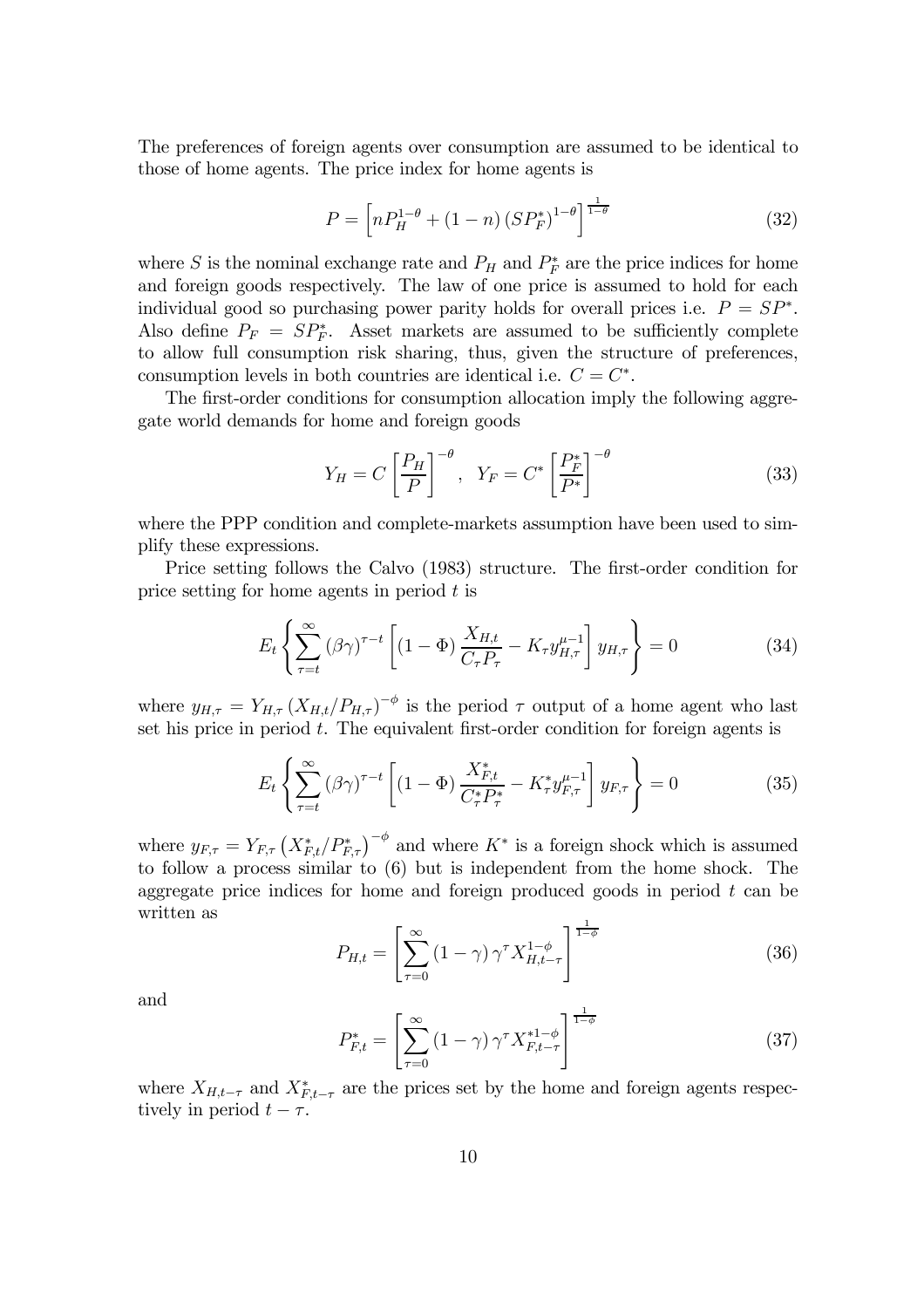The preferences of foreign agents over consumption are assumed to be identical to those of home agents. The price index for home agents is

$$P = \left[ n P_H^{1-\theta} + (1-n) \left( S P_F^* \right)^{1-\theta} \right]^{\frac{1}{1-\theta}} \tag{32}$$

where $S$ is the nominal exchange rate and $P_H$ and $P_F^*$ are the price indices for home and foreign goods respectively. The law of one price is assumed to hold for each individual good so purchasing power parity holds for overall prices i.e. $P = SP^*$. Also define $P_F = SP_F^*$. Asset markets are assumed to be sufficiently complete to allow full consumption risk sharing, thus, given the structure of preferences, consumption levels in both countries are identical i.e. $C = C^*$.

The first-order conditions for consumption allocation imply the following aggregate world demands for home and foreign goods

$$Y_H = C \left[ \frac{P_H}{P} \right]^{-\theta}, \quad Y_F = C^* \left[ \frac{P_F^*}{P^*} \right]^{-\theta} \tag{33}$$

where the PPP condition and complete-markets assumption have been used to simplify these expressions.

Price setting follows the Calvo (1983) structure. The first-order condition for price setting for home agents in period $t$ is

$$E_t \left\{ \sum_{\tau=t}^{\infty} (\beta\gamma)^{\tau-t} \left[ (1-\Phi) \frac{X_{H,t}}{C_\tau P_\tau} - K_\tau y_{H,\tau}^{\mu-1} \right] y_{H,\tau} \right\} = 0 \tag{34}$$

where $y_{H,\tau} = Y_{H,\tau} \left( X_{H,t} / P_{H,\tau} \right)^{-\phi}$ is the period $\tau$ output of a home agent who last set his price in period $t$. The equivalent first-order condition for foreign agents is

$$E_t \left\{ \sum_{\tau=t}^{\infty} (\beta\gamma)^{\tau-t} \left[ (1-\Phi) \frac{X_{F,t}^*}{C_\tau^* P_\tau^*} - K_\tau^* y_{F,\tau}^{\mu-1} \right] y_{F,\tau} \right\} = 0 \tag{35}$$

where $y_{F,\tau} = Y_{F,\tau} \left( X_{F,t}^* / P_{F,\tau}^* \right)^{-\phi}$ and where $K^*$ is a foreign shock which is assumed to follow a process similar to (6) but is independent from the home shock. The aggregate price indices for home and foreign produced goods in period $t$ can be written as

$$P_{H,t} = \left[ \sum_{\tau=0}^{\infty} (1-\gamma) \gamma^\tau X_{H,t-\tau}^{1-\phi} \right]^{\frac{1}{1-\phi}} \tag{36}$$

and

$$P_{F,t}^* = \left[ \sum_{\tau=0}^{\infty} (1-\gamma) \gamma^\tau X_{F,t-\tau}^{*1-\phi} \right]^{\frac{1}{1-\phi}} \tag{37}$$

where $X_{H,t-\tau}$ and $X_{F,t-\tau}^*$ are the prices set by the home and foreign agents respectively in period $t - \tau$.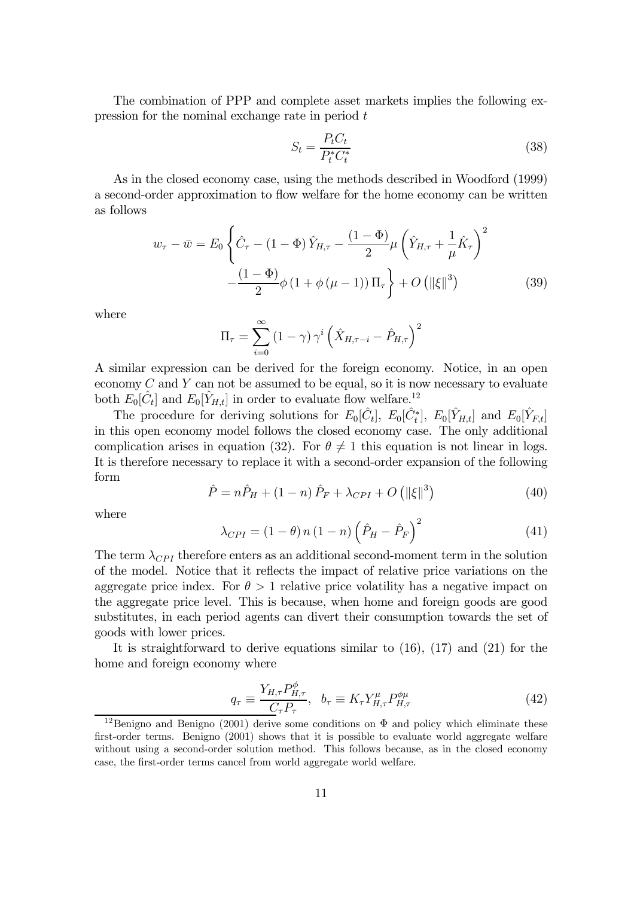The combination of PPP and complete asset markets implies the following expression for the nominal exchange rate in period $t$

$$S_t = \frac{P_t C_t}{P_t^* C_t^*} \tag{38}$$

As in the closed economy case, using the methods described in Woodford (1999) a second-order approximation to flow welfare for the home economy can be written as follows

$$w_\tau - \bar{w} = E_0 \left\{ \hat{C}_\tau - (1 - \Phi) \hat{Y}_{H,\tau} - \frac{(1 - \Phi)}{2} \mu \left( \hat{Y}_{H,\tau} + \frac{1}{\mu} \hat{K}_\tau \right)^2 - \frac{(1 - \Phi)}{2} \phi \left(1 + \phi (\mu - 1)\right) \Pi_\tau \right\} + O\left(\|\xi\|^3\right) \tag{39}$$

where

$$\Pi_\tau = \sum_{i=0}^{\infty} (1 - \gamma) \gamma^i \left( \hat{X}_{H,\tau - i} - \hat{P}_{H,\tau} \right)^2$$

A similar expression can be derived for the foreign economy. Notice, in an open economy $C$ and $Y$ can not be assumed to be equal, so it is now necessary to evaluate both $E_0[\hat{C}_t]$ and $E_0[\hat{Y}_{H,t}]$ in order to evaluate flow welfare.[12]

The procedure for deriving solutions for $E_0[\hat{C}_t]$, $E_0[\hat{C}_t^*]$, $E_0[\hat{Y}_{H,t}]$ and $E_0[\hat{Y}_{F,t}]$ in this open economy model follows the closed economy case. The only additional complication arises in equation (32). For $\theta \neq 1$ this equation is not linear in logs. It is therefore necessary to replace it with a second-order expansion of the following form

$$\hat{P} = n \hat{P}_H + (1 - n) \hat{P}_F + \lambda_{CPI} + O\left(\|\xi\|^3\right) \tag{40}$$

where

$$\lambda_{CPI} = (1 - \theta) n (1 - n) \left( \hat{P}_H - \hat{P}_F \right)^2 \tag{41}$$

The term $\lambda_{CPI}$ therefore enters as an additional second-moment term in the solution of the model. Notice that it reflects the impact of relative price variations on the aggregate price index. For $\theta > 1$ relative price volatility has a negative impact on the aggregate price level. This is because, when home and foreign goods are good substitutes, in each period agents can divert their consumption towards the set of goods with lower prices.

It is straightforward to derive equations similar to (16), (17) and (21) for the home and foreign economy where

$$q_\tau \equiv \frac{Y_{H,\tau} P_{H,\tau}^{\phi}}{C_\tau P_\tau}, \quad b_\tau \equiv K_\tau Y_{H,\tau}^{\mu} P_{H,\tau}^{\phi \mu} \tag{42}$$

[12] Benigno and Benigno (2001) derive some conditions on $\Phi$ and policy which eliminate these first-order terms. Benigno (2001) shows that it is possible to evaluate world aggregate welfare without using a second-order solution method. This follows because, as in the closed economy case, the first-order terms cancel from world aggregate world welfare.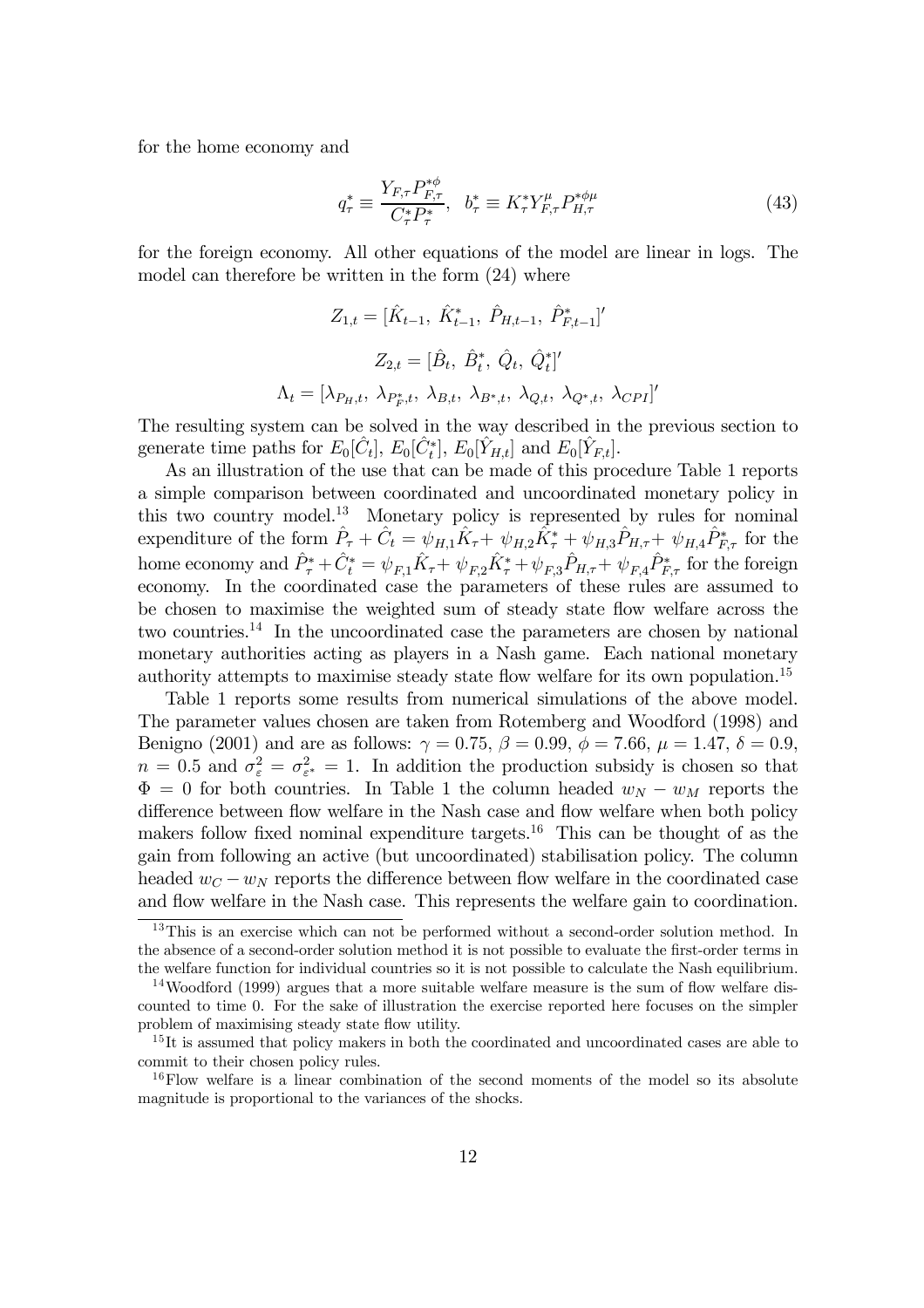for the home economy and

$$q_\tau^* \equiv \frac{Y_{F,\tau} P_{F,\tau}^{*\phi}}{C_\tau^* P_\tau^*}, \quad b_\tau^* \equiv K_\tau^* Y_{F,\tau}^\mu P_{H,\tau}^{*\phi\mu} \tag{43}$$

for the foreign economy. All other equations of the model are linear in logs. The model can therefore be written in the form (24) where

$$Z_{1,t} = [\hat{K}_{t-1},\ \hat{K}_{t-1}^*,\ \hat{P}_{H,t-1},\ \hat{P}_{F,t-1}^*]'$$

$$Z_{2,t} = [\hat{B}_t,\ \hat{B}_t^*,\ \hat{Q}_t,\ \hat{Q}_t^*]'$$

$$\Lambda_t = [\lambda_{P_H,t},\ \lambda_{P_F^*,t},\ \lambda_{B,t},\ \lambda_{B^*,t},\ \lambda_{Q,t},\ \lambda_{Q^*,t},\ \lambda_{CPI}]'$$

The resulting system can be solved in the way described in the previous section to generate time paths for $E_0[\hat{C}_t]$, $E_0[\hat{C}_t^*]$, $E_0[\hat{Y}_{H,t}]$ and $E_0[\hat{Y}_{F,t}]$.

As an illustration of the use that can be made of this procedure Table 1 reports a simple comparison between coordinated and uncoordinated monetary policy in this two country model.[13] Monetary policy is represented by rules for nominal expenditure of the form $\hat{P}_\tau + \hat{C}_t = \psi_{H,1}\hat{K}_\tau + \psi_{H,2}\hat{K}_\tau^* + \psi_{H,3}\hat{P}_{H,\tau} + \psi_{H,4}\hat{P}_{F,\tau}^*$ for the home economy and $\hat{P}_\tau^* + \hat{C}_t^* = \psi_{F,1}\hat{K}_\tau + \psi_{F,2}\hat{K}_\tau^* + \psi_{F,3}\hat{P}_{H,\tau} + \psi_{F,4}\hat{P}_{F,\tau}^*$ for the foreign economy. In the coordinated case the parameters of these rules are assumed to be chosen to maximise the weighted sum of steady state flow welfare across the two countries.[14] In the uncoordinated case the parameters are chosen by national monetary authorities acting as players in a Nash game. Each national monetary authority attempts to maximise steady state flow welfare for its own population.[15]

Table 1 reports some results from numerical simulations of the above model. The parameter values chosen are taken from Rotemberg and Woodford (1998) and Benigno (2001) and are as follows: $\gamma = 0.75$, $\beta = 0.99$, $\phi = 7.66$, $\mu = 1.47$, $\delta = 0.9$, $n = 0.5$ and $\sigma_\varepsilon^2 = \sigma_{\varepsilon^*}^2 = 1$. In addition the production subsidy is chosen so that $\Phi = 0$ for both countries. In Table 1 the column headed $w_N - w_M$ reports the difference between flow welfare in the Nash case and flow welfare when both policy makers follow fixed nominal expenditure targets.[16] This can be thought of as the gain from following an active (but uncoordinated) stabilisation policy. The column headed $w_C - w_N$ reports the difference between flow welfare in the coordinated case and flow welfare in the Nash case. This represents the welfare gain to coordination.

[13] This is an exercise which can not be performed without a second-order solution method. In the absence of a second-order solution method it is not possible to evaluate the first-order terms in the welfare function for individual countries so it is not possible to calculate the Nash equilibrium.

[14] Woodford (1999) argues that a more suitable welfare measure is the sum of flow welfare discounted to time 0. For the sake of illustration the exercise reported here focuses on the simpler problem of maximising steady state flow utility.

[15] It is assumed that policy makers in both the coordinated and uncoordinated cases are able to commit to their chosen policy rules.

[16] Flow welfare is a linear combination of the second moments of the model so its absolute magnitude is proportional to the variances of the shocks.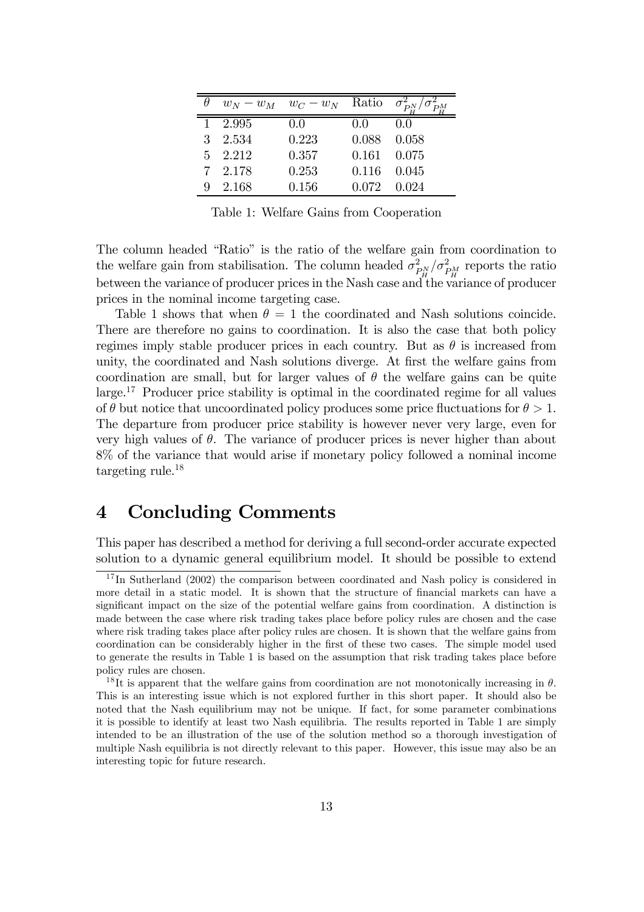| $\theta$ | $w_N - w_M$ | $w_C - w_N$ | Ratio | $\sigma^2_{P_H^N}/\sigma^2_{P_H^M}$ |
|---|---|---|---|---|
| 1 | 2.995 | 0.0 | 0.0 | 0.0 |
| 3 | 2.534 | 0.223 | 0.088 | 0.058 |
| 5 | 2.212 | 0.357 | 0.161 | 0.075 |
| 7 | 2.178 | 0.253 | 0.116 | 0.045 |
| 9 | 2.168 | 0.156 | 0.072 | 0.024 |

Table 1: Welfare Gains from Cooperation

The column headed "Ratio" is the ratio of the welfare gain from coordination to the welfare gain from stabilisation. The column headed $\sigma^2_{P_H^N}/\sigma^2_{P_H^M}$ reports the ratio between the variance of producer prices in the Nash case and the variance of producer prices in the nominal income targeting case.

Table 1 shows that when $\theta = 1$ the coordinated and Nash solutions coincide. There are therefore no gains to coordination. It is also the case that both policy regimes imply stable producer prices in each country. But as $\theta$ is increased from unity, the coordinated and Nash solutions diverge. At first the welfare gains from coordination are small, but for larger values of $\theta$ the welfare gains can be quite large.[17] Producer price stability is optimal in the coordinated regime for all values of $\theta$ but notice that uncoordinated policy produces some price fluctuations for $\theta > 1$. The departure from producer price stability is however never very large, even for very high values of $\theta$. The variance of producer prices is never higher than about 8% of the variance that would arise if monetary policy followed a nominal income targeting rule.[18]

# 4 Concluding Comments

This paper has described a method for deriving a full second-order accurate expected solution to a dynamic general equilibrium model. It should be possible to extend

[17] In Sutherland (2002) the comparison between coordinated and Nash policy is considered in more detail in a static model. It is shown that the structure of financial markets can have a significant impact on the size of the potential welfare gains from coordination. A distinction is made between the case where risk trading takes place before policy rules are chosen and the case where risk trading takes place after policy rules are chosen. It is shown that the welfare gains from coordination can be considerably higher in the first of these two cases. The simple model used to generate the results in Table 1 is based on the assumption that risk trading takes place before policy rules are chosen.

[18] It is apparent that the welfare gains from coordination are not monotonically increasing in $\theta$. This is an interesting issue which is not explored further in this short paper. It should also be noted that the Nash equilibrium may not be unique. If fact, for some parameter combinations it is possible to identify at least two Nash equilibria. The results reported in Table 1 are simply intended to be an illustration of the use of the solution method so a thorough investigation of multiple Nash equilibria is not directly relevant to this paper. However, this issue may also be an interesting topic for future research.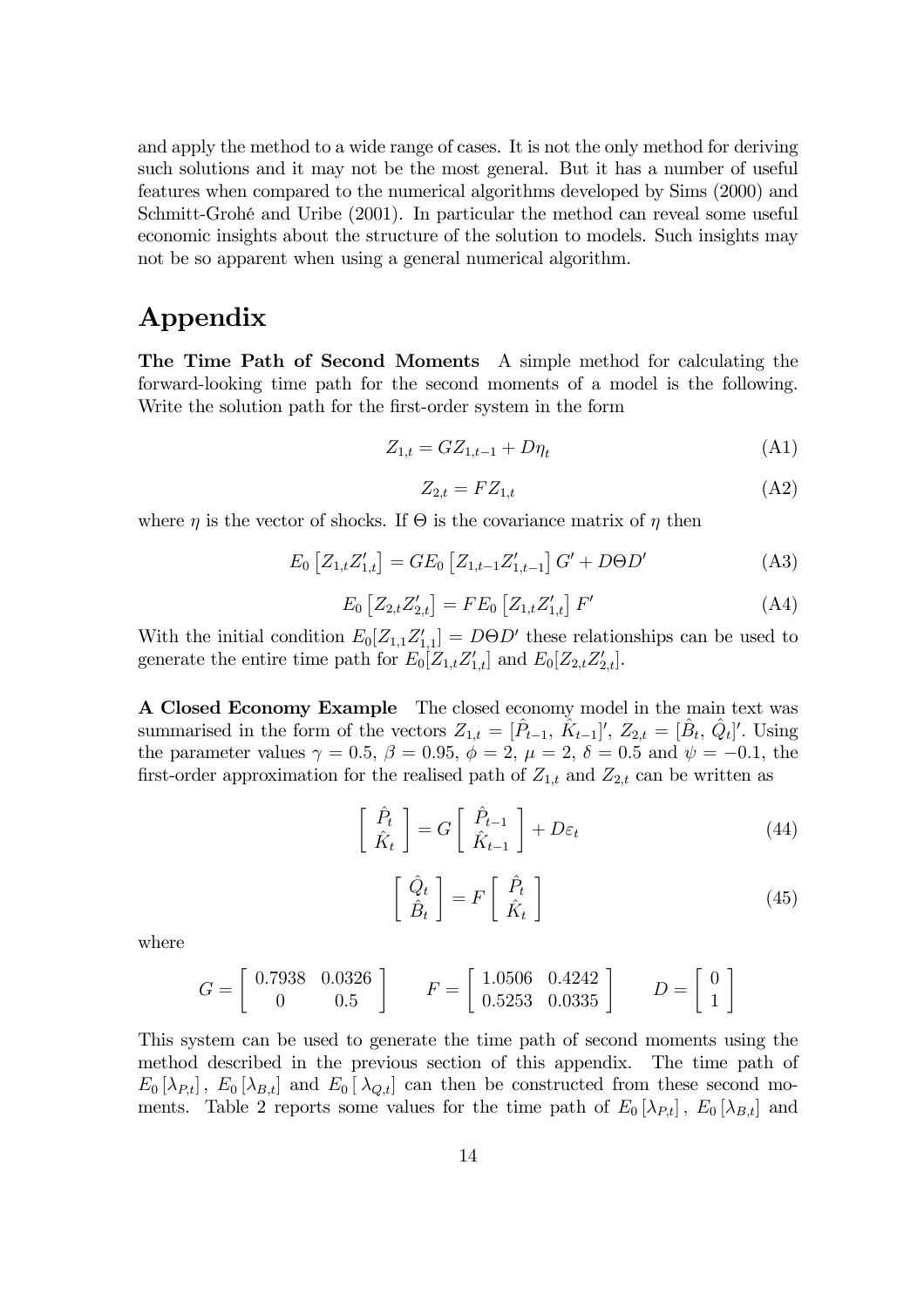and apply the method to a wide range of cases. It is not the only method for deriving such solutions and it may not be the most general. But it has a number of useful features when compared to the numerical algorithms developed by Sims (2000) and Schmitt-Grohé and Uribe (2001). In particular the method can reveal some useful economic insights about the structure of the solution to models. Such insights may not be so apparent when using a general numerical algorithm.

# Appendix

**The Time Path of Second Moments** A simple method for calculating the forward-looking time path for the second moments of a model is the following. Write the solution path for the first-order system in the form

$$Z_{1,t} = GZ_{1,t-1} + D\eta_t \tag{A1}$$

$$Z_{2,t} = FZ_{1,t} \tag{A2}$$

where $\eta$ is the vector of shocks. If $\Theta$ is the covariance matrix of $\eta$ then

$$E_0\left[Z_{1,t}Z_{1,t}'\right] = GE_0\left[Z_{1,t-1}Z_{1,t-1}'\right]G' + D\Theta D' \tag{A3}$$

$$E_0\left[Z_{2,t}Z_{2,t}'\right] = FE_0\left[Z_{1,t}Z_{1,t}'\right]F' \tag{A4}$$

With the initial condition $E_0[Z_{1,1}Z_{1,1}'] = D\Theta D'$ these relationships can be used to generate the entire time path for $E_0[Z_{1,t}Z_{1,t}']$ and $E_0[Z_{2,t}Z_{2,t}']$.

**A Closed Economy Example** The closed economy model in the main text was summarised in the form of the vectors $Z_{1,t} = [\hat{P}_{t-1},\ \hat{K}_{t-1}]'$, $Z_{2,t} = [\hat{B}_t,\ \hat{Q}_t]'$. Using the parameter values $\gamma = 0.5$, $\beta = 0.95$, $\phi = 2$, $\mu = 2$, $\delta = 0.5$ and $\psi = -0.1$, the first-order approximation for the realised path of $Z_{1,t}$ and $Z_{2,t}$ can be written as

$$\begin{bmatrix} \hat{P}_t \\ \hat{K}_t \end{bmatrix} = G \begin{bmatrix} \hat{P}_{t-1} \\ \hat{K}_{t-1} \end{bmatrix} + D\varepsilon_t \tag{44}$$

$$\begin{bmatrix} \hat{Q}_t \\ \hat{B}_t \end{bmatrix} = F \begin{bmatrix} \hat{P}_t \\ \hat{K}_t \end{bmatrix} \tag{45}$$

where

$$G = \begin{bmatrix} 0.7938 & 0.0326 \\ 0 & 0.5 \end{bmatrix} \qquad F = \begin{bmatrix} 1.0506 & 0.4242 \\ 0.5253 & 0.0335 \end{bmatrix} \qquad D = \begin{bmatrix} 0 \\ 1 \end{bmatrix}$$

This system can be used to generate the time path of second moments using the method described in the previous section of this appendix. The time path of $E_0\left[\lambda_{P,t}\right]$, $E_0\left[\lambda_{B,t}\right]$ and $E_0\left[\lambda_{Q,t}\right]$ can then be constructed from these second moments. Table 2 reports some values for the time path of $E_0\left[\lambda_{P,t}\right]$, $E_0\left[\lambda_{B,t}\right]$ and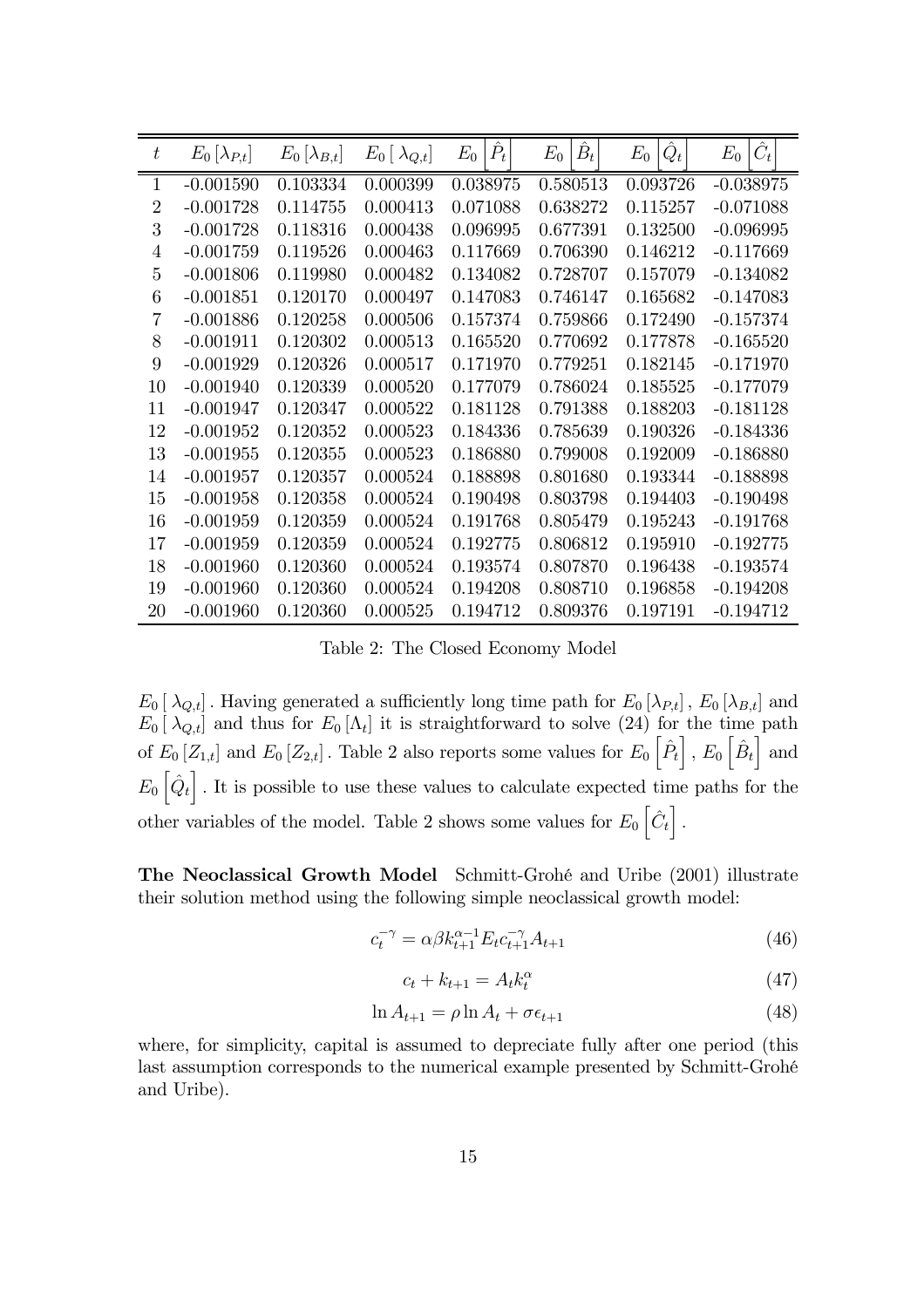| $t$ | $E_0[\lambda_{P,t}]$ | $E_0[\lambda_{B,t}]$ | $E_0[\lambda_{Q,t}]$ | $E_0\left[\hat{P}_t\right]$ | $E_0\left[\hat{B}_t\right]$ | $E_0\left[\hat{Q}_t\right]$ | $E_0\left[\hat{C}_t\right]$ |
|---|---|---|---|---|---|---|---|
| 1 | -0.001590 | 0.103334 | 0.000399 | 0.038975 | 0.580513 | 0.093726 | -0.038975 |
| 2 | -0.001728 | 0.114755 | 0.000413 | 0.071088 | 0.638272 | 0.115257 | -0.071088 |
| 3 | -0.001728 | 0.118316 | 0.000438 | 0.096995 | 0.677391 | 0.132500 | -0.096995 |
| 4 | -0.001759 | 0.119526 | 0.000463 | 0.117669 | 0.706390 | 0.146212 | -0.117669 |
| 5 | -0.001806 | 0.119980 | 0.000482 | 0.134082 | 0.728707 | 0.157079 | -0.134082 |
| 6 | -0.001851 | 0.120170 | 0.000497 | 0.147083 | 0.746147 | 0.165682 | -0.147083 |
| 7 | -0.001886 | 0.120258 | 0.000506 | 0.157374 | 0.759866 | 0.172490 | -0.157374 |
| 8 | -0.001911 | 0.120302 | 0.000513 | 0.165520 | 0.770692 | 0.177878 | -0.165520 |
| 9 | -0.001929 | 0.120326 | 0.000517 | 0.171970 | 0.779251 | 0.182145 | -0.171970 |
| 10 | -0.001940 | 0.120339 | 0.000520 | 0.177079 | 0.786024 | 0.185525 | -0.177079 |
| 11 | -0.001947 | 0.120347 | 0.000522 | 0.181128 | 0.791388 | 0.188203 | -0.181128 |
| 12 | -0.001952 | 0.120352 | 0.000523 | 0.184336 | 0.785639 | 0.190326 | -0.184336 |
| 13 | -0.001955 | 0.120355 | 0.000523 | 0.186880 | 0.799008 | 0.192009 | -0.186880 |
| 14 | -0.001957 | 0.120357 | 0.000524 | 0.188898 | 0.801680 | 0.193344 | -0.188898 |
| 15 | -0.001958 | 0.120358 | 0.000524 | 0.190498 | 0.803798 | 0.194403 | -0.190498 |
| 16 | -0.001959 | 0.120359 | 0.000524 | 0.191768 | 0.805479 | 0.195243 | -0.191768 |
| 17 | -0.001959 | 0.120359 | 0.000524 | 0.192775 | 0.806812 | 0.195910 | -0.192775 |
| 18 | -0.001960 | 0.120360 | 0.000524 | 0.193574 | 0.807870 | 0.196438 | -0.193574 |
| 19 | -0.001960 | 0.120360 | 0.000524 | 0.194208 | 0.808710 | 0.196858 | -0.194208 |
| 20 | -0.001960 | 0.120360 | 0.000525 | 0.194712 | 0.809376 | 0.197191 | -0.194712 |

Table 2: The Closed Economy Model

$E_0[\lambda_{Q,t}]$. Having generated a sufficiently long time path for $E_0[\lambda_{P,t}]$, $E_0[\lambda_{B,t}]$ and $E_0[\lambda_{Q,t}]$ and thus for $E_0[\Lambda_t]$ it is straightforward to solve (24) for the time path of $E_0[Z_{1,t}]$ and $E_0[Z_{2,t}]$. Table 2 also reports some values for $E_0\left[\hat{P}_t\right]$, $E_0\left[\hat{B}_t\right]$ and $E_0\left[\hat{Q}_t\right]$. It is possible to use these values to calculate expected time paths for the other variables of the model. Table 2 shows some values for $E_0\left[\hat{C}_t\right]$.

**The Neoclassical Growth Model** Schmitt-Grohé and Uribe (2001) illustrate their solution method using the following simple neoclassical growth model:

$$c_t^{-\gamma} = \alpha\beta k_{t+1}^{\alpha-1} E_t c_{t+1}^{-\gamma} A_{t+1} \tag{46}$$

$$c_t + k_{t+1} = A_t k_t^{\alpha} \tag{47}$$

$$\ln A_{t+1} = \rho \ln A_t + \sigma\epsilon_{t+1} \tag{48}$$

where, for simplicity, capital is assumed to depreciate fully after one period (this last assumption corresponds to the numerical example presented by Schmitt-Grohé and Uribe).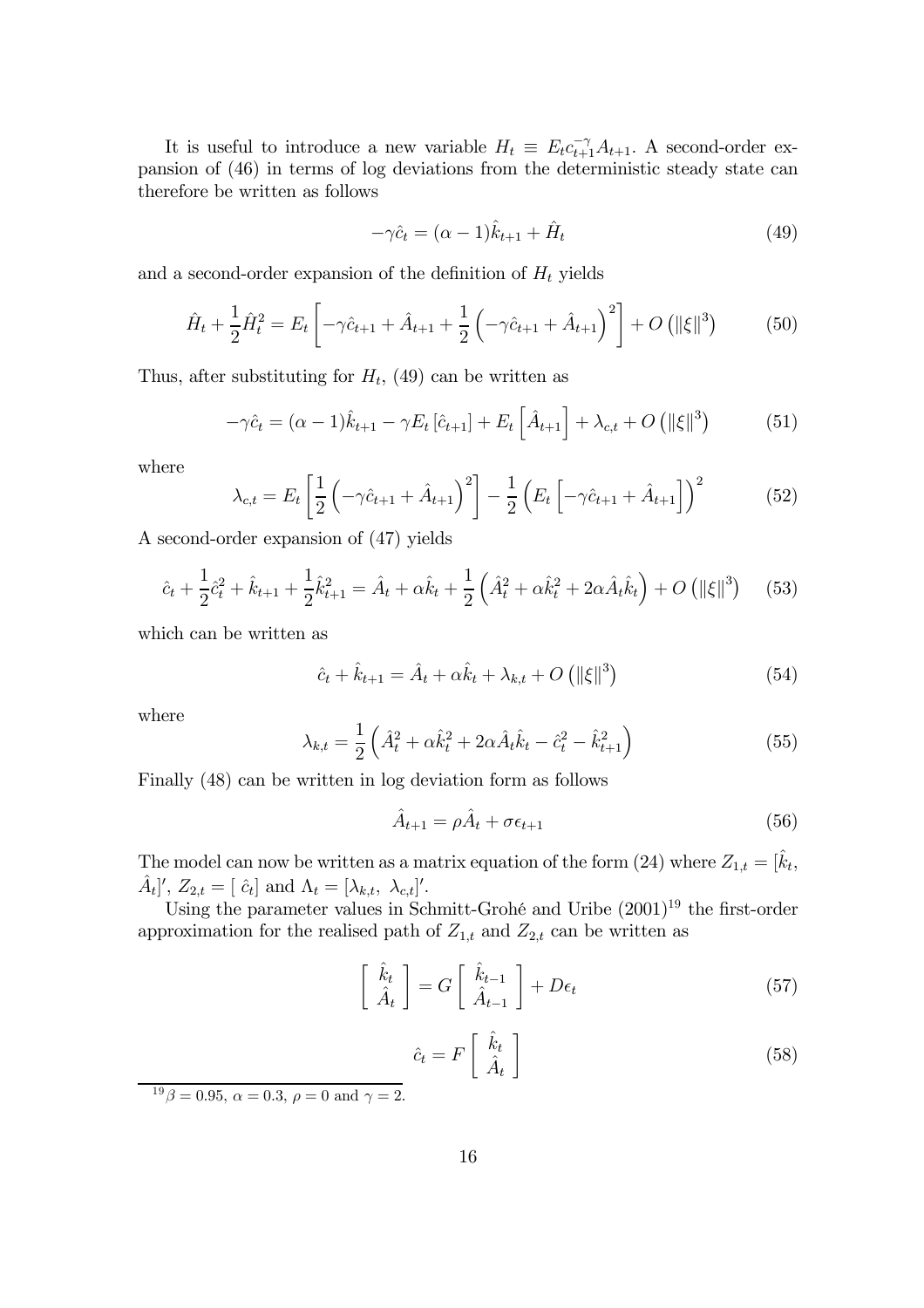It is useful to introduce a new variable $H_t \equiv E_t c_{t+1}^{-\gamma} A_{t+1}$. A second-order expansion of (46) in terms of log deviations from the deterministic steady state can therefore be written as follows

$$-\gamma \hat{c}_t = (\alpha - 1)\hat{k}_{t+1} + \hat{H}_t \tag{49}$$

and a second-order expansion of the definition of $H_t$ yields

$$\hat{H}_t + \frac{1}{2}\hat{H}_t^2 = E_t\left[-\gamma \hat{c}_{t+1} + \hat{A}_{t+1} + \frac{1}{2}\left(-\gamma \hat{c}_{t+1} + \hat{A}_{t+1}\right)^2\right] + O\left(\|\xi\|^3\right) \tag{50}$$

Thus, after substituting for $H_t$, (49) can be written as

$$-\gamma \hat{c}_t = (\alpha - 1)\hat{k}_{t+1} - \gamma E_t\left[\hat{c}_{t+1}\right] + E_t\left[\hat{A}_{t+1}\right] + \lambda_{c,t} + O\left(\|\xi\|^3\right) \tag{51}$$

where

$$\lambda_{c,t} = E_t\left[\frac{1}{2}\left(-\gamma \hat{c}_{t+1} + \hat{A}_{t+1}\right)^2\right] - \frac{1}{2}\left(E_t\left[-\gamma \hat{c}_{t+1} + \hat{A}_{t+1}\right]\right)^2 \tag{52}$$

A second-order expansion of (47) yields

$$\hat{c}_t + \frac{1}{2}\hat{c}_t^2 + \hat{k}_{t+1} + \frac{1}{2}\hat{k}_{t+1}^2 = \hat{A}_t + \alpha \hat{k}_t + \frac{1}{2}\left(\hat{A}_t^2 + \alpha \hat{k}_t^2 + 2\alpha \hat{A}_t \hat{k}_t\right) + O\left(\|\xi\|^3\right) \tag{53}$$

which can be written as

$$\hat{c}_t + \hat{k}_{t+1} = \hat{A}_t + \alpha \hat{k}_t + \lambda_{k,t} + O\left(\|\xi\|^3\right) \tag{54}$$

where

$$\lambda_{k,t} = \frac{1}{2}\left(\hat{A}_t^2 + \alpha \hat{k}_t^2 + 2\alpha \hat{A}_t \hat{k}_t - \hat{c}_t^2 - \hat{k}_{t+1}^2\right) \tag{55}$$

Finally (48) can be written in log deviation form as follows

$$\hat{A}_{t+1} = \rho \hat{A}_t + \sigma \epsilon_{t+1} \tag{56}$$

The model can now be written as a matrix equation of the form (24) where $Z_{1,t} = [\hat{k}_t, \hat{A}_t]'$, $Z_{2,t} = [\ \hat{c}_t]$ and $\Lambda_t = [\lambda_{k,t},\ \lambda_{c,t}]'$.

Using the parameter values in Schmitt-Grohé and Uribe (2001)[19] the first-order approximation for the realised path of $Z_{1,t}$ and $Z_{2,t}$ can be written as

$$\begin{bmatrix} \hat{k}_t \\ \hat{A}_t \end{bmatrix} = G \begin{bmatrix} \hat{k}_{t-1} \\ \hat{A}_{t-1} \end{bmatrix} + D\epsilon_t \tag{57}$$

$$\hat{c}_t = F \begin{bmatrix} \hat{k}_t \\ \hat{A}_t \end{bmatrix} \tag{58}$$

[19] $\beta = 0.95$, $\alpha = 0.3$, $\rho = 0$ and $\gamma = 2$.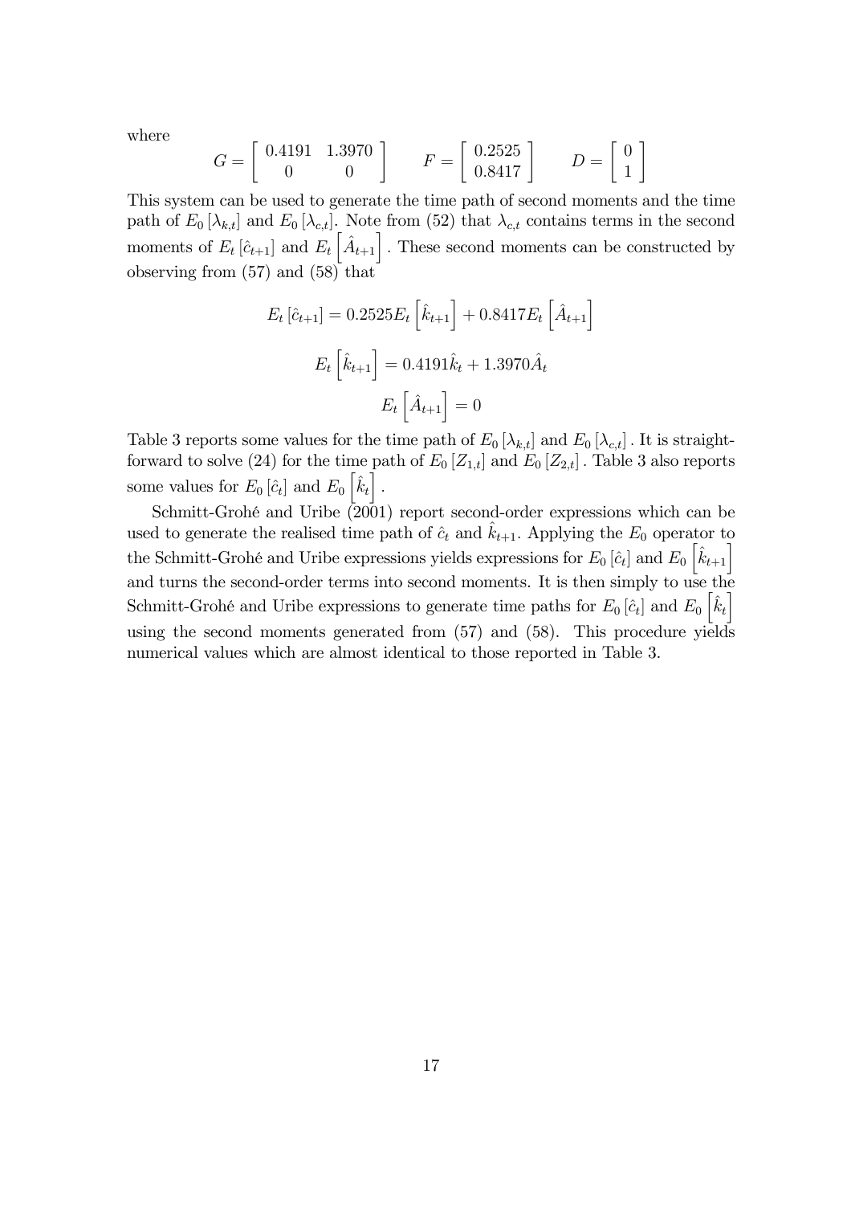where

$$G = \begin{bmatrix} 0.4191 & 1.3970 \\ 0 & 0 \end{bmatrix} \qquad F = \begin{bmatrix} 0.2525 \\ 0.8417 \end{bmatrix} \qquad D = \begin{bmatrix} 0 \\ 1 \end{bmatrix}$$

This system can be used to generate the time path of second moments and the time path of $E_0[\lambda_{k,t}]$ and $E_0[\lambda_{c,t}]$. Note from (52) that $\lambda_{c,t}$ contains terms in the second moments of $E_t[\hat{c}_{t+1}]$ and $E_t\left[\hat{A}_{t+1}\right]$. These second moments can be constructed by observing from (57) and (58) that

$$E_t[\hat{c}_{t+1}] = 0.2525 E_t\left[\hat{k}_{t+1}\right] + 0.8417 E_t\left[\hat{A}_{t+1}\right]$$

$$E_t\left[\hat{k}_{t+1}\right] = 0.4191 \hat{k}_t + 1.3970 \hat{A}_t$$

$$E_t\left[\hat{A}_{t+1}\right] = 0$$

Table 3 reports some values for the time path of $E_0[\lambda_{k,t}]$ and $E_0[\lambda_{c,t}]$. It is straightforward to solve (24) for the time path of $E_0[Z_{1,t}]$ and $E_0[Z_{2,t}]$. Table 3 also reports some values for $E_0[\hat{c}_t]$ and $E_0\left[\hat{k}_t\right]$.

Schmitt-Grohé and Uribe (2001) report second-order expressions which can be used to generate the realised time path of $\hat{c}_t$ and $\hat{k}_{t+1}$. Applying the $E_0$ operator to the Schmitt-Grohé and Uribe expressions yields expressions for $E_0[\hat{c}_t]$ and $E_0\left[\hat{k}_{t+1}\right]$ and turns the second-order terms into second moments. It is then simply to use the Schmitt-Grohé and Uribe expressions to generate time paths for $E_0[\hat{c}_t]$ and $E_0\left[\hat{k}_t\right]$ using the second moments generated from (57) and (58). This procedure yields numerical values which are almost identical to those reported in Table 3.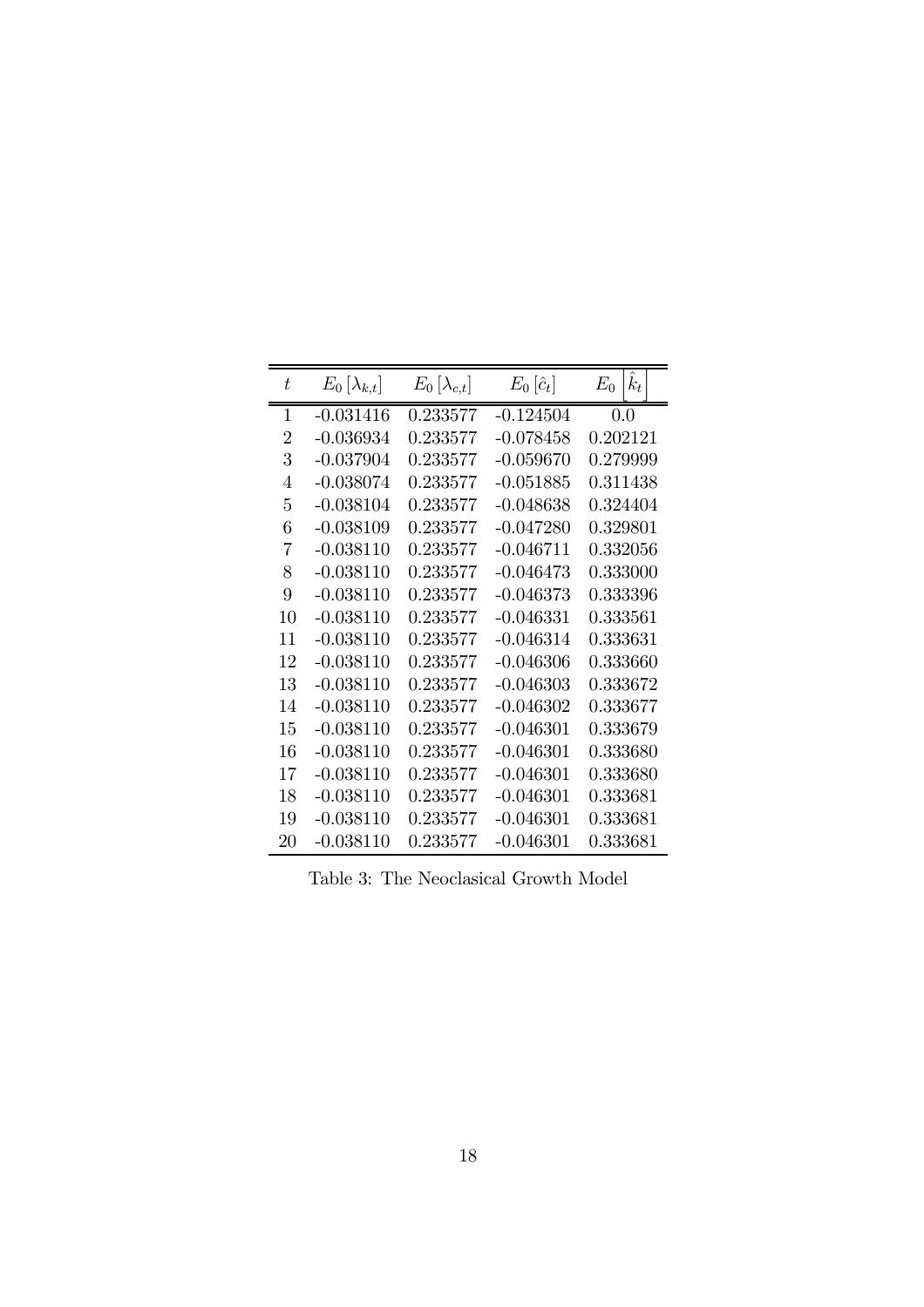| $t$ | $E_0\left[\lambda_{k,t}\right]$ | $E_0\left[\lambda_{c,t}\right]$ | $E_0\left[\hat{c}_t\right]$ | $E_0\left[\hat{k}_t\right]$ |
|---|---|---|---|---|
| 1 | -0.031416 | 0.233577 | -0.124504 | 0.0 |
| 2 | -0.036934 | 0.233577 | -0.078458 | 0.202121 |
| 3 | -0.037904 | 0.233577 | -0.059670 | 0.279999 |
| 4 | -0.038074 | 0.233577 | -0.051885 | 0.311438 |
| 5 | -0.038104 | 0.233577 | -0.048638 | 0.324404 |
| 6 | -0.038109 | 0.233577 | -0.047280 | 0.329801 |
| 7 | -0.038110 | 0.233577 | -0.046711 | 0.332056 |
| 8 | -0.038110 | 0.233577 | -0.046473 | 0.333000 |
| 9 | -0.038110 | 0.233577 | -0.046373 | 0.333396 |
| 10 | -0.038110 | 0.233577 | -0.046331 | 0.333561 |
| 11 | -0.038110 | 0.233577 | -0.046314 | 0.333631 |
| 12 | -0.038110 | 0.233577 | -0.046306 | 0.333660 |
| 13 | -0.038110 | 0.233577 | -0.046303 | 0.333672 |
| 14 | -0.038110 | 0.233577 | -0.046302 | 0.333677 |
| 15 | -0.038110 | 0.233577 | -0.046301 | 0.333679 |
| 16 | -0.038110 | 0.233577 | -0.046301 | 0.333680 |
| 17 | -0.038110 | 0.233577 | -0.046301 | 0.333680 |
| 18 | -0.038110 | 0.233577 | -0.046301 | 0.333681 |
| 19 | -0.038110 | 0.233577 | -0.046301 | 0.333681 |
| 20 | -0.038110 | 0.233577 | -0.046301 | 0.333681 |

Table 3: The Neoclasical Growth Model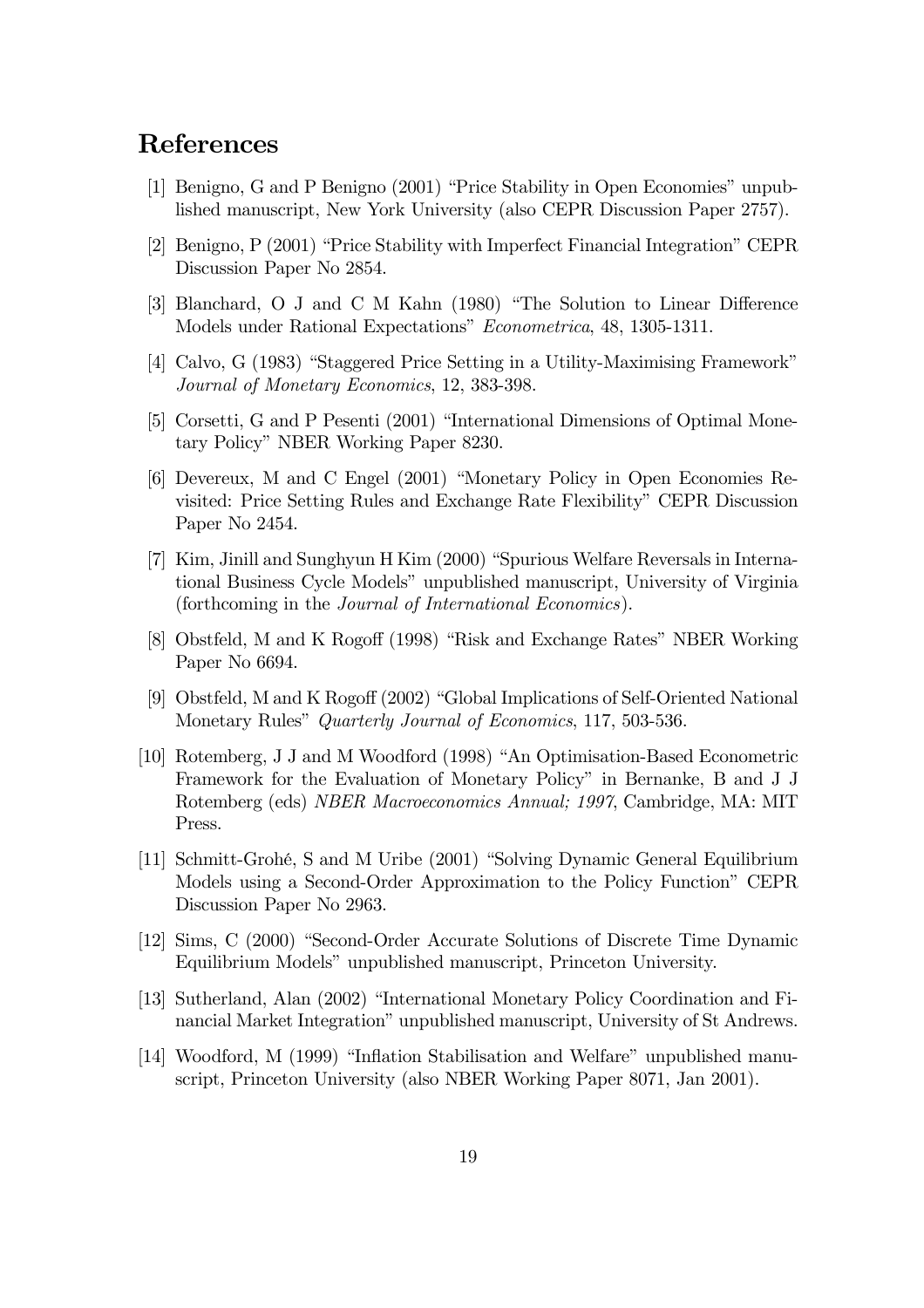# References

[1] Benigno, G and P Benigno (2001) "Price Stability in Open Economies" unpublished manuscript, New York University (also CEPR Discussion Paper 2757).

[2] Benigno, P (2001) "Price Stability with Imperfect Financial Integration" CEPR Discussion Paper No 2854.

[3] Blanchard, O J and C M Kahn (1980) "The Solution to Linear Difference Models under Rational Expectations" *Econometrica*, 48, 1305-1311.

[4] Calvo, G (1983) "Staggered Price Setting in a Utility-Maximising Framework" *Journal of Monetary Economics*, 12, 383-398.

[5] Corsetti, G and P Pesenti (2001) "International Dimensions of Optimal Monetary Policy" NBER Working Paper 8230.

[6] Devereux, M and C Engel (2001) "Monetary Policy in Open Economies Revisited: Price Setting Rules and Exchange Rate Flexibility" CEPR Discussion Paper No 2454.

[7] Kim, Jinill and Sunghyun H Kim (2000) "Spurious Welfare Reversals in International Business Cycle Models" unpublished manuscript, University of Virginia (forthcoming in the *Journal of International Economics*).

[8] Obstfeld, M and K Rogoff (1998) "Risk and Exchange Rates" NBER Working Paper No 6694.

[9] Obstfeld, M and K Rogoff (2002) "Global Implications of Self-Oriented National Monetary Rules" *Quarterly Journal of Economics*, 117, 503-536.

[10] Rotemberg, J J and M Woodford (1998) "An Optimisation-Based Econometric Framework for the Evaluation of Monetary Policy" in Bernanke, B and J J Rotemberg (eds) *NBER Macroeconomics Annual; 1997*, Cambridge, MA: MIT Press.

[11] Schmitt-Grohé, S and M Uribe (2001) "Solving Dynamic General Equilibrium Models using a Second-Order Approximation to the Policy Function" CEPR Discussion Paper No 2963.

[12] Sims, C (2000) "Second-Order Accurate Solutions of Discrete Time Dynamic Equilibrium Models" unpublished manuscript, Princeton University.

[13] Sutherland, Alan (2002) "International Monetary Policy Coordination and Financial Market Integration" unpublished manuscript, University of St Andrews.

[14] Woodford, M (1999) "Inflation Stabilisation and Welfare" unpublished manuscript, Princeton University (also NBER Working Paper 8071, Jan 2001).